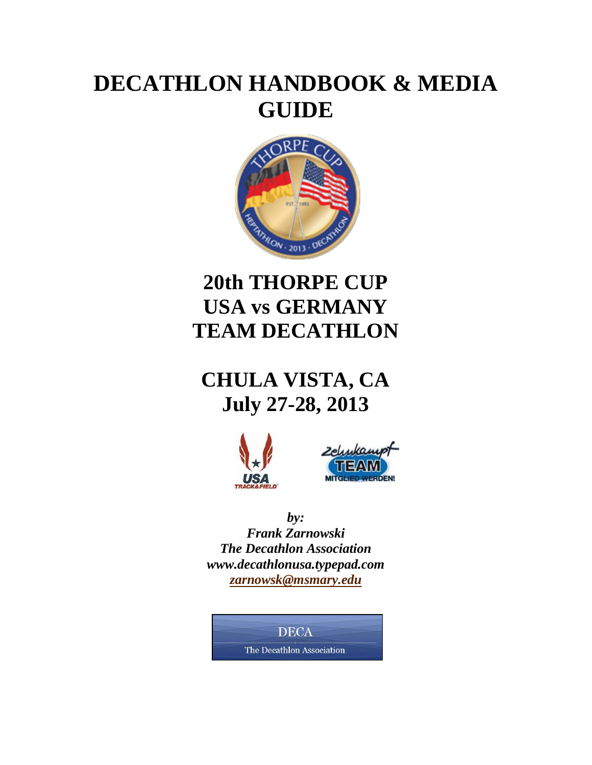# DECATHLON HANDBOOK & MEDIA GUIDE

## 20th THORPE CUP
## USA vs GERMANY
## TEAM DECATHLON

## CHULA VISTA, CA
## July 27-28, 2013

***by:***
***Frank Zarnowski***
***The Decathlon Association***
***www.decathlonusa.typepad.com***
***zarnowsk@msmary.edu***

DECA

The Decathlon Association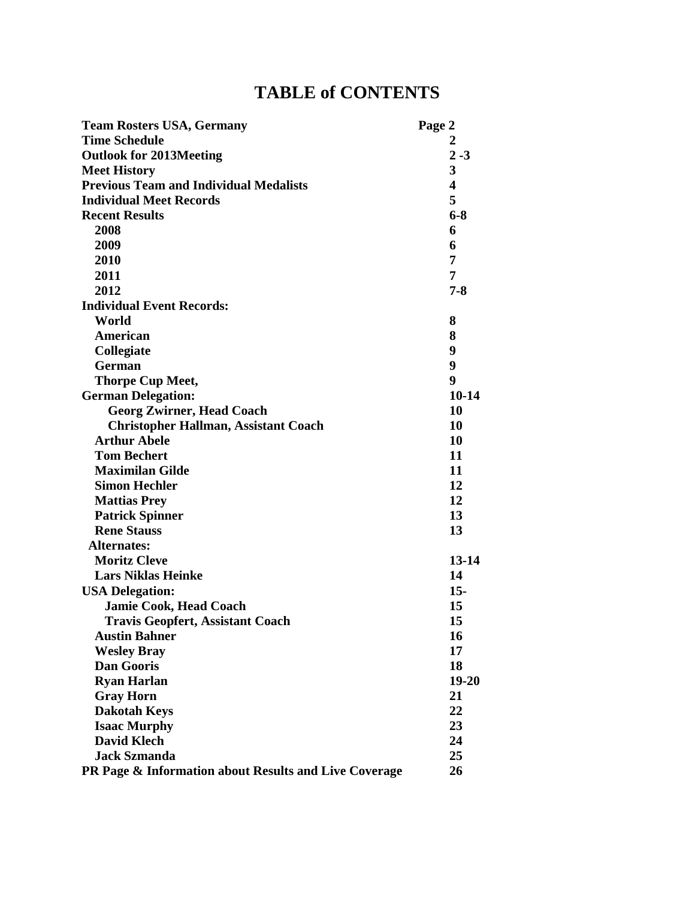# TABLE of CONTENTS

| | |
|---|---|
| **Team Rosters USA, Germany** | **Page 2** |
| **Time Schedule** | **2** |
| **Outlook for 2013Meeting** | **2 -3** |
| **Meet History** | **3** |
| **Previous Team and Individual Medalists** | **4** |
| **Individual Meet Records** | **5** |
| **Recent Results** | **6-8** |
| **2008** | **6** |
| **2009** | **6** |
| **2010** | **7** |
| **2011** | **7** |
| **2012** | **7-8** |
| **Individual Event Records:** | |
| **World** | **8** |
| **American** | **8** |
| **Collegiate** | **9** |
| **German** | **9** |
| **Thorpe Cup Meet,** | **9** |
| **German Delegation:** | **10-14** |
| **Georg Zwirner, Head Coach** | **10** |
| **Christopher Hallman, Assistant Coach** | **10** |
| **Arthur Abele** | **10** |
| **Tom Bechert** | **11** |
| **Maximilan Gilde** | **11** |
| **Simon Hechler** | **12** |
| **Mattias Prey** | **12** |
| **Patrick Spinner** | **13** |
| **Rene Stauss** | **13** |
| **Alternates:** | |
| **Moritz Cleve** | **13-14** |
| **Lars Niklas Heinke** | **14** |
| **USA Delegation:** | **15-** |
| **Jamie Cook, Head Coach** | **15** |
| **Travis Geopfert, Assistant Coach** | **15** |
| **Austin Bahner** | **16** |
| **Wesley Bray** | **17** |
| **Dan Gooris** | **18** |
| **Ryan Harlan** | **19-20** |
| **Gray Horn** | **21** |
| **Dakotah Keys** | **22** |
| **Isaac Murphy** | **23** |
| **David Klech** | **24** |
| **Jack Szmanda** | **25** |
| **PR Page & Information about Results and Live Coverage** | **26** |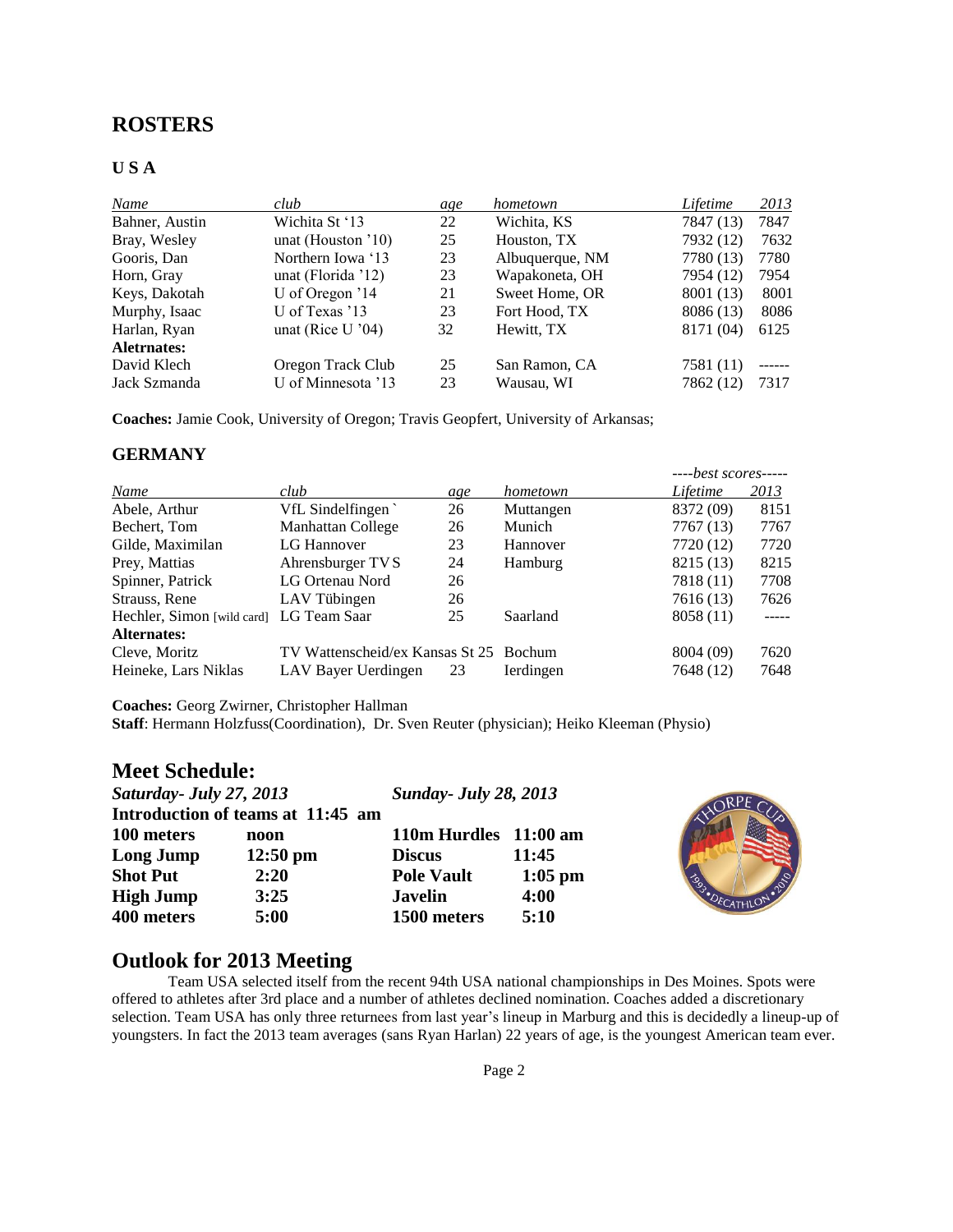## ROSTERS

### U S A

| *Name* | *club* | *age* | *hometown* | *Lifetime* | *2013* |
|---|---|---|---|---|---|
| Bahner, Austin | Wichita St '13 | 22 | Wichita, KS | 7847 (13) | 7847 |
| Bray, Wesley | unat (Houston '10) | 25 | Houston, TX | 7932 (12) | 7632 |
| Gooris, Dan | Northern Iowa '13 | 23 | Albuquerque, NM | 7780 (13) | 7780 |
| Horn, Gray | unat (Florida '12) | 23 | Wapakoneta, OH | 7954 (12) | 7954 |
| Keys, Dakotah | U of Oregon '14 | 21 | Sweet Home, OR | 8001 (13) | 8001 |
| Murphy, Isaac | U of Texas '13 | 23 | Fort Hood, TX | 8086 (13) | 8086 |
| Harlan, Ryan | unat (Rice U '04) | 32 | Hewitt, TX | 8171 (04) | 6125 |
| **Altetnates:** | | | | | |
| David Klech | Oregon Track Club | 25 | San Ramon, CA | 7581 (11) | ------ |
| Jack Szmanda | U of Minnesota '13 | 23 | Wausau, WI | 7862 (12) | 7317 |

**Coaches:** Jamie Cook, University of Oregon; Travis Geopfert, University of Arkansas;

### GERMANY

| | | | | *----best scores-----* | |
|---|---|---|---|---|---|
| *Name* | *club* | *age* | *hometown* | *Lifetime* | *2013* |
| Abele, Arthur | VfL Sindelfingen ` | 26 | Muttangen | 8372 (09) | 8151 |
| Bechert, Tom | Manhattan College | 26 | Munich | 7767 (13) | 7767 |
| Gilde, Maximilan | LG Hannover | 23 | Hannover | 7720 (12) | 7720 |
| Prey, Mattias | Ahrensburger TVS | 24 | Hamburg | 8215 (13) | 8215 |
| Spinner, Patrick | LG Ortenau Nord | 26 | | 7818 (11) | 7708 |
| Strauss, Rene | LAV Tübingen | 26 | | 7616 (13) | 7626 |
| Hechler, Simon [wild card] | LG Team Saar | 25 | Saarland | 8058 (11) | ----- |
| **Alternates:** | | | | | |
| Cleve, Moritz | TV Wattenscheid/ex Kansas St | 25 | Bochum | 8004 (09) | 7620 |
| Heineke, Lars Niklas | LAV Bayer Uerdingen | 23 | Ierdingen | 7648 (12) | 7648 |

**Coaches:** Georg Zwirner, Christopher Hallman
**Staff**: Hermann Holzfuss(Coordination), Dr. Sven Reuter (physician); Heiko Kleeman (Physio)

## Meet Schedule:

| ***Saturday- July 27, 2013*** | | ***Sunday- July 28, 2013*** | |
|---|---|---|---|
| **Introduction of teams at 11:45 am** | | | |
| **100 meters** | **noon** | **110m Hurdles** | **11:00 am** |
| **Long Jump** | **12:50 pm** | **Discus** | **11:45** |
| **Shot Put** | **2:20** | **Pole Vault** | **1:05 pm** |
| **High Jump** | **3:25** | **Javelin** | **4:00** |
| **400 meters** | **5:00** | **1500 meters** | **5:10** |

## Outlook for 2013 Meeting

Team USA selected itself from the recent 94th USA national championships in Des Moines. Spots were offered to athletes after 3rd place and a number of athletes declined nomination. Coaches added a discretionary selection. Team USA has only three returnees from last year's lineup in Marburg and this is decidedly a lineup-up of youngsters. In fact the 2013 team averages (sans Ryan Harlan) 22 years of age, is the youngest American team ever.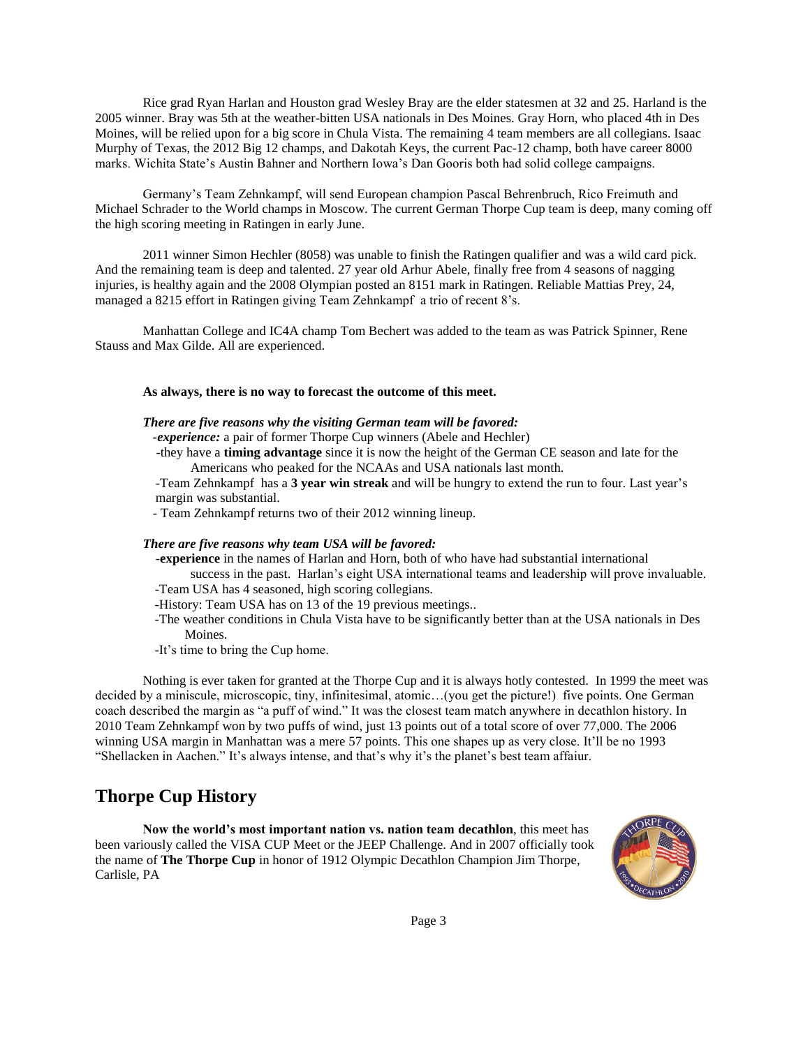Rice grad Ryan Harlan and Houston grad Wesley Bray are the elder statesmen at 32 and 25. Harland is the 2005 winner. Bray was 5th at the weather-bitten USA nationals in Des Moines. Gray Horn, who placed 4th in Des Moines, will be relied upon for a big score in Chula Vista. The remaining 4 team members are all collegians. Isaac Murphy of Texas, the 2012 Big 12 champs, and Dakotah Keys, the current Pac-12 champ, both have career 8000 marks. Wichita State's Austin Bahner and Northern Iowa's Dan Gooris both had solid college campaigns.

Germany's Team Zehnkampf, will send European champion Pascal Behrenbruch, Rico Freimuth and Michael Schrader to the World champs in Moscow. The current German Thorpe Cup team is deep, many coming off the high scoring meeting in Ratingen in early June.

2011 winner Simon Hechler (8058) was unable to finish the Ratingen qualifier and was a wild card pick. And the remaining team is deep and talented. 27 year old Arhur Abele, finally free from 4 seasons of nagging injuries, is healthy again and the 2008 Olympian posted an 8151 mark in Ratingen. Reliable Mattias Prey, 24, managed a 8215 effort in Ratingen giving Team Zehnkampf a trio of recent 8's.

Manhattan College and IC4A champ Tom Bechert was added to the team as was Patrick Spinner, Rene Stauss and Max Gilde. All are experienced.

**As always, there is no way to forecast the outcome of this meet.**

***There are five reasons why the visiting German team will be favored:***

- ***experience:*** a pair of former Thorpe Cup winners (Abele and Hechler)
- they have a **timing advantage** since it is now the height of the German CE season and late for the Americans who peaked for the NCAAs and USA nationals last month.
- Team Zehnkampf has a **3 year win streak** and will be hungry to extend the run to four. Last year's margin was substantial.
- Team Zehnkampf returns two of their 2012 winning lineup.

***There are five reasons why team USA will be favored:***

- **experience** in the names of Harlan and Horn, both of who have had substantial international success in the past. Harlan's eight USA international teams and leadership will prove invaluable.
- Team USA has 4 seasoned, high scoring collegians.
- History: Team USA has on 13 of the 19 previous meetings..
- The weather conditions in Chula Vista have to be significantly better than at the USA nationals in Des Moines.
- It's time to bring the Cup home.

Nothing is ever taken for granted at the Thorpe Cup and it is always hotly contested. In 1999 the meet was decided by a miniscule, microscopic, tiny, infinitesimal, atomic…(you get the picture!) five points. One German coach described the margin as "a puff of wind." It was the closest team match anywhere in decathlon history. In 2010 Team Zehnkampf won by two puffs of wind, just 13 points out of a total score of over 77,000. The 2006 winning USA margin in Manhattan was a mere 57 points. This one shapes up as very close. It'll be no 1993 "Shellacken in Aachen." It's always intense, and that's why it's the planet's best team affaiur.

## Thorpe Cup History

**Now the world's most important nation vs. nation team decathlon**, this meet has been variously called the VISA CUP Meet or the JEEP Challenge. And in 2007 officially took the name of **The Thorpe Cup** in honor of 1912 Olympic Decathlon Champion Jim Thorpe, Carlisle, PA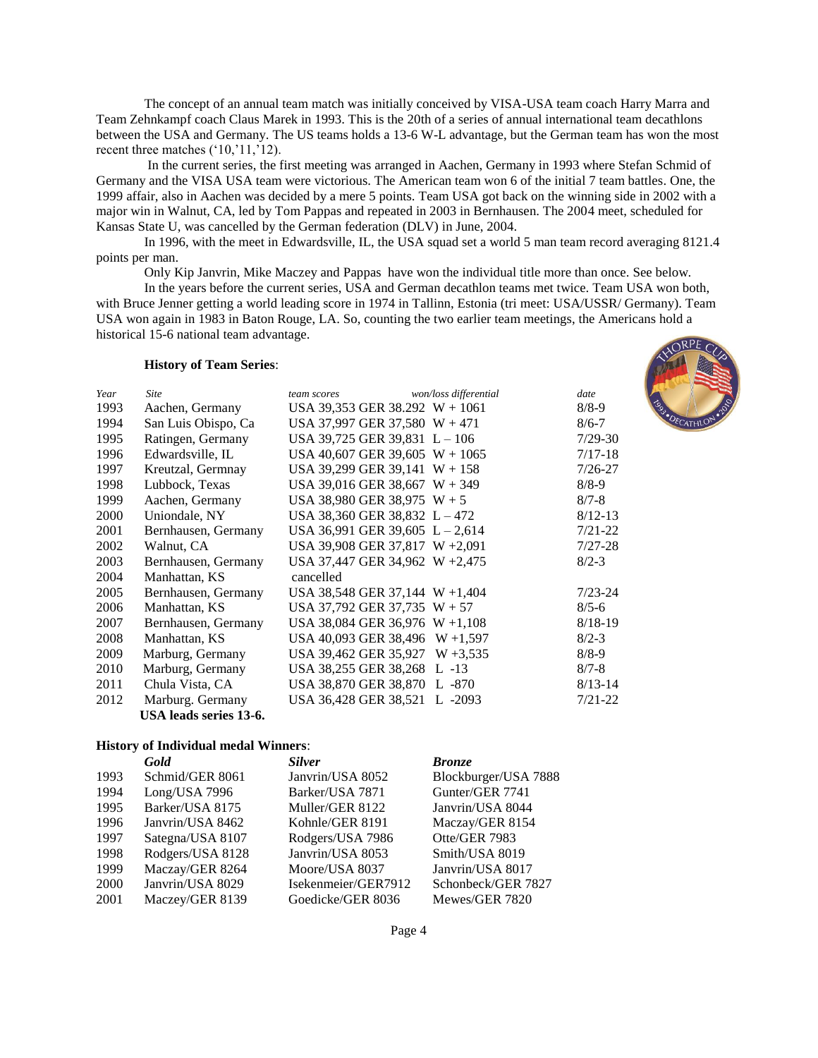The concept of an annual team match was initially conceived by VISA-USA team coach Harry Marra and Team Zehnkampf coach Claus Marek in 1993. This is the 20th of a series of annual international team decathlons between the USA and Germany. The US teams holds a 13-6 W-L advantage, but the German team has won the most recent three matches ('10,'11,'12).

In the current series, the first meeting was arranged in Aachen, Germany in 1993 where Stefan Schmid of Germany and the VISA USA team were victorious. The American team won 6 of the initial 7 team battles. One, the 1999 affair, also in Aachen was decided by a mere 5 points. Team USA got back on the winning side in 2002 with a major win in Walnut, CA, led by Tom Pappas and repeated in 2003 in Bernhausen. The 2004 meet, scheduled for Kansas State U, was cancelled by the German federation (DLV) in June, 2004.

In 1996, with the meet in Edwardsville, IL, the USA squad set a world 5 man team record averaging 8121.4 points per man.

Only Kip Janvrin, Mike Maczey and Pappas have won the individual title more than once. See below.

In the years before the current series, USA and German decathlon teams met twice. Team USA won both, with Bruce Jenner getting a world leading score in 1974 in Tallinn, Estonia (tri meet: USA/USSR/ Germany). Team USA won again in 1983 in Baton Rouge, LA. So, counting the two earlier team meetings, the Americans hold a historical 15-6 national team advantage.

**History of Team Series**:

| *Year* | *Site* | *team scores* | *won/loss differential* | *date* |
|---|---|---|---|---|
| 1993 | Aachen, Germany | USA 39,353 GER 38.292 | W + 1061 | 8/8-9 |
| 1994 | San Luis Obispo, Ca | USA 37,997 GER 37,580 | W + 471 | 8/6-7 |
| 1995 | Ratingen, Germany | USA 39,725 GER 39,831 | L – 106 | 7/29-30 |
| 1996 | Edwardsville, IL | USA 40,607 GER 39,605 | W + 1065 | 7/17-18 |
| 1997 | Kreutzal, Germnay | USA 39,299 GER 39,141 | W + 158 | 7/26-27 |
| 1998 | Lubbock, Texas | USA 39,016 GER 38,667 | W + 349 | 8/8-9 |
| 1999 | Aachen, Germany | USA 38,980 GER 38,975 | W + 5 | 8/7-8 |
| 2000 | Uniondale, NY | USA 38,360 GER 38,832 | L – 472 | 8/12-13 |
| 2001 | Bernhausen, Germany | USA 36,991 GER 39,605 | L – 2,614 | 7/21-22 |
| 2002 | Walnut, CA | USA 39,908 GER 37,817 | W +2,091 | 7/27-28 |
| 2003 | Bernhausen, Germany | USA 37,447 GER 34,962 | W +2,475 | 8/2-3 |
| 2004 | Manhattan, KS | cancelled | | |
| 2005 | Bernhausen, Germany | USA 38,548 GER 37,144 | W +1,404 | 7/23-24 |
| 2006 | Manhattan, KS | USA 37,792 GER 37,735 | W + 57 | 8/5-6 |
| 2007 | Bernhausen, Germany | USA 38,084 GER 36,976 | W +1,108 | 8/18-19 |
| 2008 | Manhattan, KS | USA 40,093 GER 38,496 | W +1,597 | 8/2-3 |
| 2009 | Marburg, Germany | USA 39,462 GER 35,927 | W +3,535 | 8/8-9 |
| 2010 | Marburg, Germany | USA 38,255 GER 38,268 | L -13 | 8/7-8 |
| 2011 | Chula Vista, CA | USA 38,870 GER 38,870 | L -870 | 8/13-14 |
| 2012 | Marburg. Germany | USA 36,428 GER 38,521 | L -2093 | 7/21-22 |

**USA leads series 13-6.**

**History of Individual medal Winners**:

| | *Gold* | *Silver* | *Bronze* |
|---|---|---|---|
| 1993 | Schmid/GER 8061 | Janvrin/USA 8052 | Blockburger/USA 7888 |
| 1994 | Long/USA 7996 | Barker/USA 7871 | Gunter/GER 7741 |
| 1995 | Barker/USA 8175 | Muller/GER 8122 | Janvrin/USA 8044 |
| 1996 | Janvrin/USA 8462 | Kohnle/GER 8191 | Maczay/GER 8154 |
| 1997 | Sategna/USA 8107 | Rodgers/USA 7986 | Otte/GER 7983 |
| 1998 | Rodgers/USA 8128 | Janvrin/USA 8053 | Smith/USA 8019 |
| 1999 | Maczay/GER 8264 | Moore/USA 8037 | Janvrin/USA 8017 |
| 2000 | Janvrin/USA 8029 | Isekenmeier/GER7912 | Schonbeck/GER 7827 |
| 2001 | Maczey/GER 8139 | Goedicke/GER 8036 | Mewes/GER 7820 |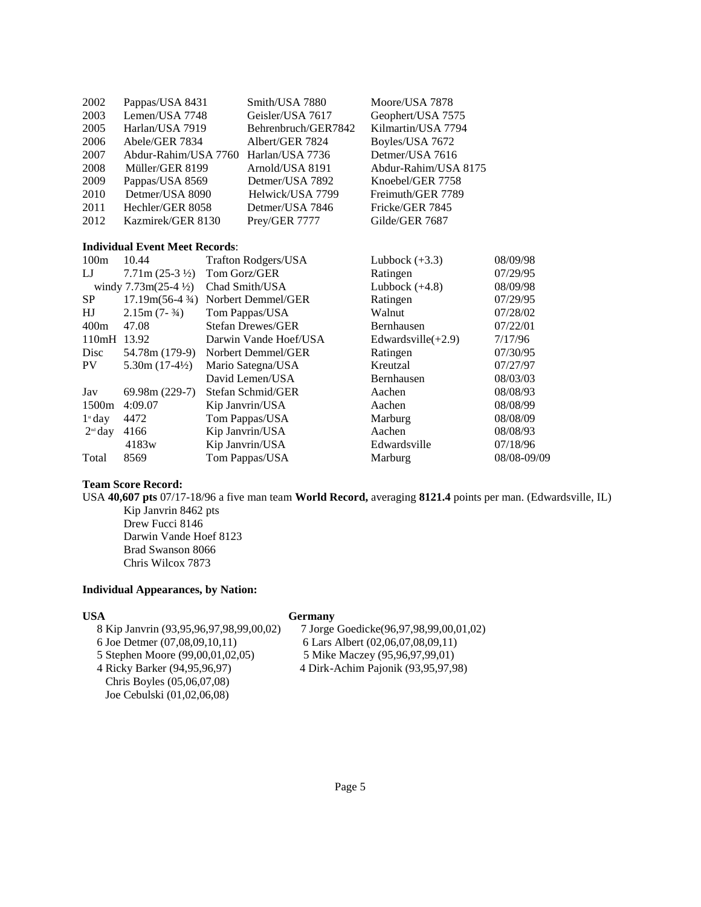| | | | |
|---|---|---|---|
| 2002 | Pappas/USA 8431 | Smith/USA 7880 | Moore/USA 7878 |
| 2003 | Lemen/USA 7748 | Geisler/USA 7617 | Geophert/USA 7575 |
| 2005 | Harlan/USA 7919 | Behrenbruch/GER7842 | Kilmartin/USA 7794 |
| 2006 | Abele/GER 7834 | Albert/GER 7824 | Boyles/USA 7672 |
| 2007 | Abdur-Rahim/USA 7760 | Harlan/USA 7736 | Detmer/USA 7616 |
| 2008 | Müller/GER 8199 | Arnold/USA 8191 | Abdur-Rahim/USA 8175 |
| 2009 | Pappas/USA 8569 | Detmer/USA 7892 | Knoebel/GER 7758 |
| 2010 | Detmer/USA 8090 | Helwick/USA 7799 | Freimuth/GER 7789 |
| 2011 | Hechler/GER 8058 | Detmer/USA 7846 | Fricke/GER 7845 |
| 2012 | Kazmirek/GER 8130 | Prey/GER 7777 | Gilde/GER 7687 |

**Individual Event Meet Records**:

| | | | | |
|---|---|---|---|---|
| 100m | 10.44 | Trafton Rodgers/USA | Lubbock (+3.3) | 08/09/98 |
| LJ | 7.71m (25-3 ½) | Tom Gorz/GER | Ratingen | 07/29/95 |
| | windy 7.73m(25-4 ½) | Chad Smith/USA | Lubbock (+4.8) | 08/09/98 |
| SP | 17.19m(56-4 ¾) | Norbert Demmel/GER | Ratingen | 07/29/95 |
| HJ | 2.15m (7- ¾) | Tom Pappas/USA | Walnut | 07/28/02 |
| 400m | 47.08 | Stefan Drewes/GER | Bernhausen | 07/22/01 |
| 110mH | 13.92 | Darwin Vande Hoef/USA | Edwardsville(+2.9) | 7/17/96 |
| Disc | 54.78m (179-9) | Norbert Demmel/GER | Ratingen | 07/30/95 |
| PV | 5.30m (17-4½) | Mario Sategna/USA | Kreutzal | 07/27/97 |
| | | David Lemen/USA | Bernhausen | 08/03/03 |
| Jav | 69.98m (229-7) | Stefan Schmid/GER | Aachen | 08/08/93 |
| 1500m | 4:09.07 | Kip Janvrin/USA | Aachen | 08/08/99 |
| 1st day | 4472 | Tom Pappas/USA | Marburg | 08/08/09 |
| 2nd day | 4166 | Kip Janvrin/USA | Aachen | 08/08/93 |
| | 4183w | Kip Janvrin/USA | Edwardsville | 07/18/96 |
| Total | 8569 | Tom Pappas/USA | Marburg | 08/08-09/09 |

**Team Score Record:**

USA **40,607 pts** 07/17-18/96 a five man team **World Record,** averaging **8121.4** points per man. (Edwardsville, IL)

- Kip Janvrin 8462 pts
- Drew Fucci 8146
- Darwin Vande Hoef 8123
- Brad Swanson 8066
- Chris Wilcox 7873

**Individual Appearances, by Nation:**

**USA**

8 Kip Janvrin (93,95,96,97,98,99,00,02)
6 Joe Detmer (07,08,09,10,11)
5 Stephen Moore (99,00,01,02,05)
4 Ricky Barker (94,95,96,97)
Chris Boyles (05,06,07,08)
Joe Cebulski (01,02,06,08)

**Germany**

7 Jorge Goedicke(96,97,98,99,00,01,02)
6 Lars Albert (02,06,07,08,09,11)
5 Mike Maczey (95,96,97,99,01)
4 Dirk-Achim Pajonik (93,95,97,98)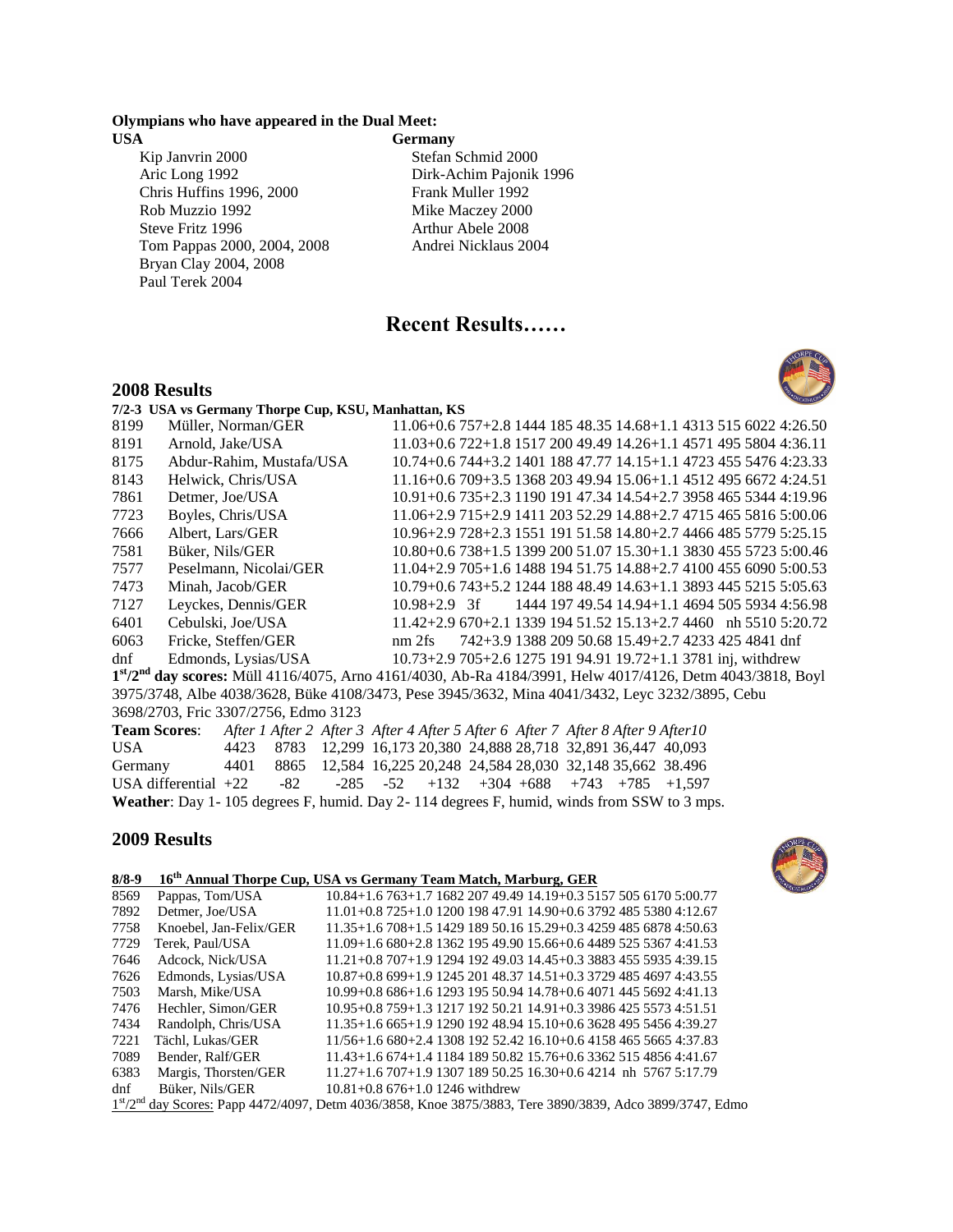**Olympians who have appeared in the Dual Meet:**

**USA**

Kip Janvrin 2000
Aric Long 1992
Chris Huffins 1996, 2000
Rob Muzzio 1992
Steve Fritz 1996
Tom Pappas 2000, 2004, 2008
Bryan Clay 2004, 2008
Paul Terek 2004

**Germany**

Stefan Schmid 2000
Dirk-Achim Pajonik 1996
Frank Muller 1992
Mike Maczey 2000
Arthur Abele 2008
Andrei Nicklaus 2004

# Recent Results……

## 2008 Results

**7/2-3 USA vs Germany Thorpe Cup, KSU, Manhattan, KS**

| | | |
|---|---|---|
| 8199 | Müller, Norman/GER | 11.06+0.6 757+2.8 1444 185 48.35 14.68+1.1 4313 515 6022 4:26.50 |
| 8191 | Arnold, Jake/USA | 11.03+0.6 722+1.8 1517 200 49.49 14.26+1.1 4571 495 5804 4:36.11 |
| 8175 | Abdur-Rahim, Mustafa/USA | 10.74+0.6 744+3.2 1401 188 47.77 14.15+1.1 4723 455 5476 4:23.33 |
| 8143 | Helwick, Chris/USA | 11.16+0.6 709+3.5 1368 203 49.94 15.06+1.1 4512 495 6672 4:24.51 |
| 7861 | Detmer, Joe/USA | 10.91+0.6 735+2.3 1190 191 47.34 14.54+2.7 3958 465 5344 4:19.96 |
| 7723 | Boyles, Chris/USA | 11.06+2.9 715+2.9 1411 203 52.29 14.88+2.7 4715 465 5816 5:00.06 |
| 7666 | Albert, Lars/GER | 10.96+2.9 728+2.3 1551 191 51.58 14.80+2.7 4466 485 5779 5:25.15 |
| 7581 | Büker, Nils/GER | 10.80+0.6 738+1.5 1399 200 51.07 15.30+1.1 3830 455 5723 5:00.46 |
| 7577 | Peselmann, Nicolai/GER | 11.04+2.9 705+1.6 1488 194 51.75 14.88+2.7 4100 455 6090 5:00.53 |
| 7473 | Minah, Jacob/GER | 10.79+0.6 743+5.2 1244 188 48.49 14.63+1.1 3893 445 5215 5:05.63 |
| 7127 | Leyckes, Dennis/GER | 10.98+2.9 3f 1444 197 49.54 14.94+1.1 4694 505 5934 4:56.98 |
| 6401 | Cebulski, Joe/USA | 11.42+2.9 670+2.1 1339 194 51.52 15.13+2.7 4460 nh 5510 5:20.72 |
| 6063 | Fricke, Steffen/GER | nm 2fs 742+3.9 1388 209 50.68 15.49+2.7 4233 425 4841 dnf |
| dnf | Edmonds, Lysias/USA | 10.73+2.9 705+2.6 1275 191 94.91 19.72+1.1 3781 inj, withdrew |

**1st/2nd day scores:** Müll 4116/4075, Arno 4161/4030, Ab-Ra 4184/3991, Helw 4017/4126, Detm 4043/3818, Boyl 3975/3748, Albe 4038/3628, Büke 4108/3473, Pese 3945/3632, Mina 4041/3432, Leyc 3232/3895, Cebu 3698/2703, Fric 3307/2756, Edmo 3123

| **Team Scores**: | *After 1* | *After 2* | *After 3* | *After 4* | *After 5* | *After 6* | *After 7* | *After 8* | *After 9* | *After10* |
|---|---|---|---|---|---|---|---|---|---|---|
| USA | 4423 | 8783 | 12,299 | 16,173 | 20,380 | 24,888 | 28,718 | 32,891 | 36,447 | 40,093 |
| Germany | 4401 | 8865 | 12,584 | 16,225 | 20,248 | 24,584 | 28,030 | 32,148 | 35,662 | 38.496 |
| USA differential | +22 | -82 | -285 | -52 | +132 | +304 | +688 | +743 | +785 | +1,597 |

**Weather**: Day 1- 105 degrees F, humid. Day 2- 114 degrees F, humid, winds from SSW to 3 mps.

## 2009 Results

**8/8-9 16th Annual Thorpe Cup, USA vs Germany Team Match, Marburg, GER**

| | | |
|---|---|---|
| 8569 | Pappas, Tom/USA | 10.84+1.6 763+1.7 1682 207 49.49 14.19+0.3 5157 505 6170 5:00.77 |
| 7892 | Detmer, Joe/USA | 11.01+0.8 725+1.0 1200 198 47.91 14.90+0.6 3792 485 5380 4:12.67 |
| 7758 | Knoebel, Jan-Felix/GER | 11.35+1.6 708+1.5 1429 189 50.16 15.29+0.3 4259 485 6878 4:50.63 |
| 7729 | Terek, Paul/USA | 11.09+1.6 680+2.8 1362 195 49.90 15.66+0.6 4489 525 5367 4:41.53 |
| 7646 | Adcock, Nick/USA | 11.21+0.8 707+1.9 1294 192 49.03 14.45+0.3 3883 455 5935 4:39.15 |
| 7626 | Edmonds, Lysias/USA | 10.87+0.8 699+1.9 1245 201 48.37 14.51+0.3 3729 485 4697 4:43.55 |
| 7503 | Marsh, Mike/USA | 10.99+0.8 686+1.6 1293 195 50.94 14.78+0.6 4071 445 5692 4:41.13 |
| 7476 | Hechler, Simon/GER | 10.95+0.8 759+1.3 1217 192 50.21 14.91+0.3 3986 425 5573 4:51.51 |
| 7434 | Randolph, Chris/USA | 11.35+1.6 665+1.9 1290 192 48.94 15.10+0.6 3628 495 5456 4:39.27 |
| 7221 | Tächl, Lukas/GER | 11/56+1.6 680+2.4 1308 192 52.42 16.10+0.6 4158 465 5665 4:37.83 |
| 7089 | Bender, Ralf/GER | 11.43+1.6 674+1.4 1184 189 50.82 15.76+0.6 3362 515 4856 4:41.67 |
| 6383 | Margis, Thorsten/GER | 11.27+1.6 707+1.9 1307 189 50.25 16.30+0.6 4214 nh 5767 5:17.79 |
| dnf | Büker, Nils/GER | 10.81+0.8 676+1.0 1246 withdrew |

1st/2nd day Scores: Papp 4472/4097, Detm 4036/3858, Knoe 3875/3883, Tere 3890/3839, Adco 3899/3747, Edmo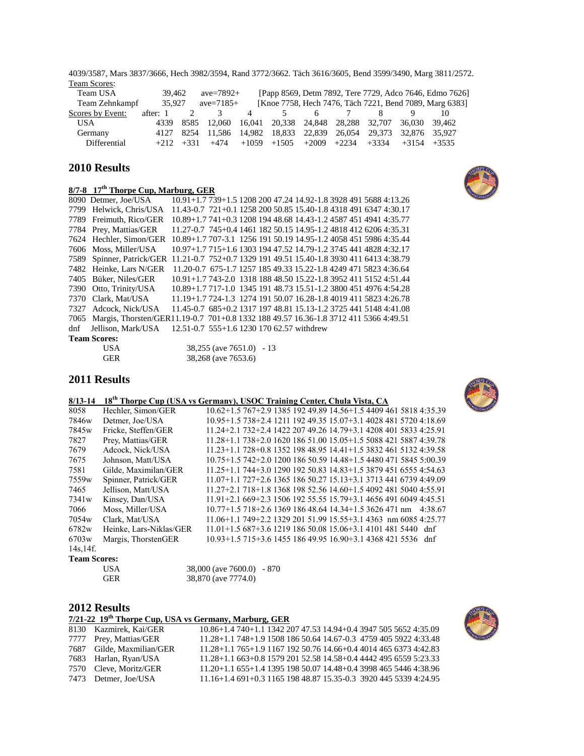4039/3587, Mars 3837/3666, Hech 3982/3594, Rand 3772/3662. Täch 3616/3605, Bend 3599/3490, Marg 3811/2572.

Team Scores:

| | | | |
|---|---|---|---|
| Team USA | 39,462 | ave=7892+ | [Papp 8569, Detm 7892, Tere 7729, Adco 7646, Edmo 7626] |
| Team Zehnkampf | 35,927 | ave=7185+ | [Knoe 7758, Hech 7476, Täch 7221, Bend 7089, Marg 6383] |

| Scores by Event: after: | 1 | 2 | 3 | 4 | 5 | 6 | 7 | 8 | 9 | 10 |
|---|---|---|---|---|---|---|---|---|---|---|
| USA | 4339 | 8585 | 12,060 | 16,041 | 20,338 | 24,848 | 28,288 | 32,707 | 36,030 | 39,462 |
| Germany | 4127 | 8254 | 11,586 | 14,982 | 18,833 | 22,839 | 26,054 | 29,373 | 32,876 | 35,927 |
| Differential | +212 | +331 | +474 | +1059 | +1505 | +2009 | +2234 | +3334 | +3154 | +3535 |

## 2010 Results

**8/7-8 17th Thorpe Cup, Marburg, GER**

```
8090  Detmer, Joe/USA        10.91+1.7 739+1.5 1208 200 47.24 14.92-1.8 3928 491 5688 4:13.26
7799  Helwick, Chris/USA     11.43-0.7 721+0.1 1258 200 50.85 15.40-1.8 4318 491 6347 4:30.17
7789  Freimuth, Rico/GER     10.89+1.7 741+0.3 1208 194 48.68 14.43-1.2 4587 451 4941 4:35.77
7784  Prey, Mattias/GER      11.27-0.7 745+0.4 1461 182 50.15 14.95-1.2 4818 412 6206 4:35.31
7624  Hechler, Simon/GER     10.89+1.7 707-3.1 1256 191 50.19 14.95-1.2 4058 451 5986 4:35.44
7606  Moss, Miller/USA       10.97+1.7 715+1.6 1303 194 47.52 14.79-1.2 3745 441 4828 4:32.17
7589  Spinner, Patrick/GER   11.21-0.7 752+0.7 1329 191 49.51 15.40-1.8 3930 411 6413 4:38.79
7482  Heinke, Lars N/GER     11.20-0.7 675-1.7 1257 185 49.33 15.22-1.8 4249 471 5823 4:36.64
7405  Büker, Niles/GER       10.91+1.7 743-2.0 1318 188 48.50 15.22-1.8 3952 411 5152 4:51.44
7390  Otto, Trinity/USA      10.89+1.7 717-1.0 1345 191 48.73 15.51-1.2 3800 451 4976 4:54.28
7370  Clark, Mat/USA         11.19+1.7 724-1.3 1274 191 50.07 16.28-1.8 4019 411 5823 4:26.78
7327  Adcock, Nick/USA       11.45-0.7 685+0.2 1317 197 48.81 15.13-1.2 3725 441 5148 4:41.08
7065  Margis, Thorsten/GER   11.19-0.7 701+0.8 1332 188 49.57 16.36-1.8 3712 411 5366 4:49.51
dnf   Jellison, Mark/USA     12.51-0.7 555+1.6 1230 170 62.57 withdrew
```

**Team Scores:**

| | | |
|---|---|---|
| USA | 38,255 (ave 7651.0) | - 13 |
| GER | 38,268 (ave 7653.6) | |

## 2011 Results

**8/13-14 18th Thorpe Cup (USA vs Germany), USOC Training Center, Chula Vista, CA**

```
8058   Hechler, Simon/GER       10.62+1.5 767+2.9 1385 192 49.89 14.56+1.5 4409 461 5818 4:35.39
7846w  Detmer, Joe/USA          10.95+1.5 738+2.4 1211 192 49.35 15.07+3.1 4028 481 5720 4:18.69
7845w  Fricke, Steffen/GER      11.24+2.1 732+2.4 1422 207 49.26 14.79+3.1 4208 401 5833 4:25.91
7827   Prey, Mattias/GER        11.28+1.1 738+2.0 1620 186 51.00 15.05+1.5 5088 421 5887 4:39.78
7679   Adcock, Nick/USA         11.23+1.1 728+0.8 1352 198 48.95 14.41+1.5 3832 461 5132 4:39.58
7675   Johnson, Matt/USA        10.75+1.5 742+2.0 1200 186 50.59 14.48+1.5 4480 471 5845 5:00.39
7581   Gilde, Maximilan/GER     11.25+1.1 744+3.0 1290 192 50.83 14.83+1.5 3879 451 6555 4:54.63
7559w  Spinner, Patrick/GER     11.07+1.1 727+2.6 1365 186 50.27 15.13+3.1 3713 441 6739 4:49.09
7465   Jellison, Matt/USA       11.27+2.1 718+1.8 1368 198 52.56 14.60+1.5 4092 481 5040 4:55.91
7341w  Kinsey, Dan/USA          11.91+2.1 669+2.3 1506 192 55.55 15.79+3.1 4656 491 6049 4:45.51
7066   Moss, Miller/USA         10.77+1.5 718+2.6 1369 186 48.64 14.34+1.5 3626 471 nm   4:38.67
7054w  Clark, Mat/USA           11.06+1.1 749+2.2 1329 201 51.99 15.55+3.1 4363 nm 6085 4:25.77
6782w  Heinke, Lars-Niklas/GER  11.01+1.5 687+3.6 1219 186 50.08 15.06+3.1 4101 481 5440 dnf
6703w  Margis, ThorstenGER      10.93+1.5 715+3.6 1455 186 49.95 16.90+3.1 4368 421 5536 dnf
14s,14f.
```

**Team Scores:**

| | | |
|---|---|---|
| USA | 38,000 (ave 7600.0) | - 870 |
| GER | 38,870 (ave 7774.0) | |

## 2012 Results

**7/21-22 19th Thorpe Cup, USA vs Germany, Marburg, GER**

```
8130  Kazmirek, Kai/GER      10.86+1.4 740+1.1 1342 207 47.53 14.94+0.4 3947 505 5652 4:35.09
7777  Prey, Mattias/GER      11.28+1.1 748+1.9 1508 186 50.64 14.67-0.3 4759 405 5922 4:33.48
7687  Gilde, Maxmilian/GER   11.28+1.1 765+1.9 1167 192 50.76 14.66+0.4 4014 465 6373 4:42.83
7683  Harlan, Ryan/USA       11.28+1.1 663+0.8 1579 201 52.58 14.58+0.4 4442 495 6559 5:23.33
7570  Cleve, Moritz/GER      11.20+1.1 655+1.4 1395 198 50.07 14.48+0.4 3998 465 5446 4:38.96
7473  Detmer, Joe/USA        11.16+1.4 691+0.3 1165 198 48.87 15.35-0.3 3920 445 5339 4:24.95
```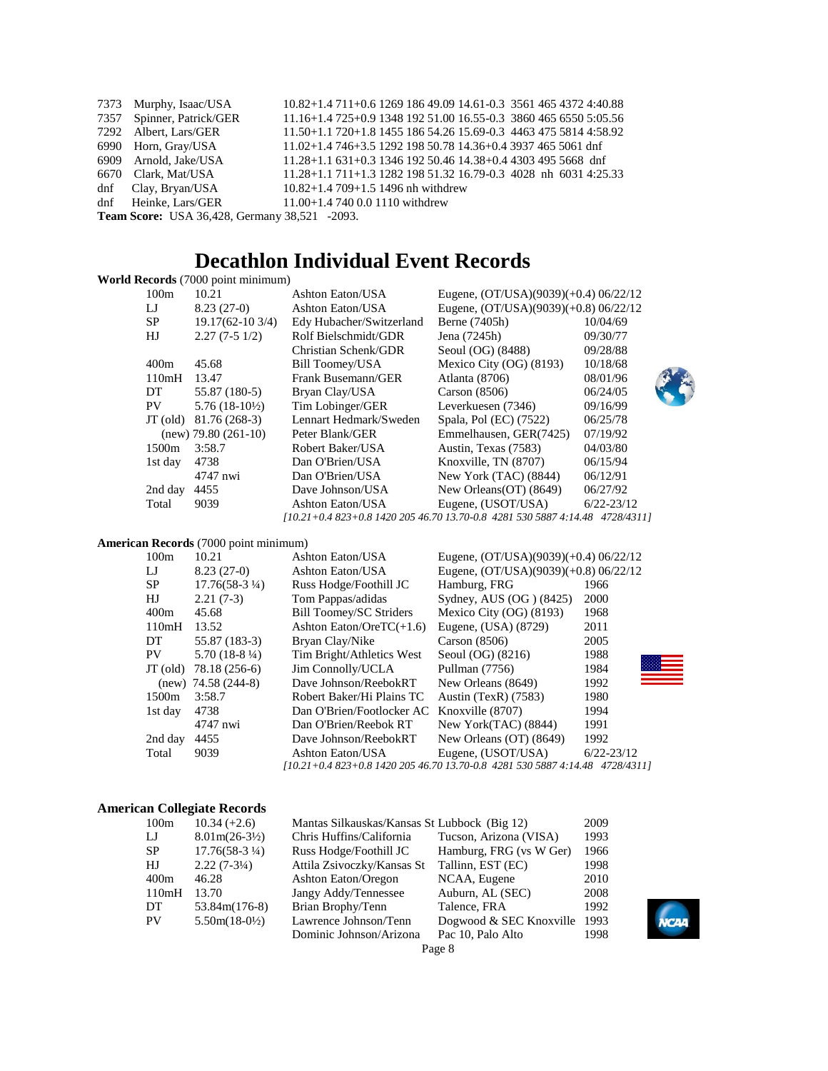| | | |
|---|---|---|
| 7373 | Murphy, Isaac/USA | 10.82+1.4 711+0.6 1269 186 49.09 14.61-0.3 3561 465 4372 4:40.88 |
| 7357 | Spinner, Patrick/GER | 11.16+1.4 725+0.9 1348 192 51.00 16.55-0.3 3860 465 6550 5:05.56 |
| 7292 | Albert, Lars/GER | 11.50+1.1 720+1.8 1455 186 54.26 15.69-0.3 4463 475 5814 4:58.92 |
| 6990 | Horn, Gray/USA | 11.02+1.4 746+3.5 1292 198 50.78 14.36+0.4 3937 465 5061 dnf |
| 6909 | Arnold, Jake/USA | 11.28+1.1 631+0.3 1346 192 50.46 14.38+0.4 4303 495 5668 dnf |
| 6670 | Clark, Mat/USA | 11.28+1.1 711+1.3 1282 198 51.32 16.79-0.3 4028 nh 6031 4:25.33 |
| dnf | Clay, Bryan/USA | 10.82+1.4 709+1.5 1496 nh withdrew |
| dnf | Heinke, Lars/GER | 11.00+1.4 740 0.0 1110 withdrew |

**Team Score:** USA 36,428, Germany 38,521 -2093.

# Decathlon Individual Event Records

**World Records** (7000 point minimum)

| Event | Mark | Athlete | Venue | Date |
|---|---|---|---|---|
| 100m | 10.21 | Ashton Eaton/USA | Eugene, (OT/USA)(9039)(+0.4) 06/22/12 | |
| LJ | 8.23 (27-0) | Ashton Eaton/USA | Eugene, (OT/USA)(9039)(+0.8) 06/22/12 | |
| SP | 19.17(62-10 3/4) | Edy Hubacher/Switzerland | Berne (7405h) | 10/04/69 |
| HJ | 2.27 (7-5 1/2) | Rolf Bielschmidt/GDR | Jena (7245h) | 09/30/77 |
| | | Christian Schenk/GDR | Seoul (OG) (8488) | 09/28/88 |
| 400m | 45.68 | Bill Toomey/USA | Mexico City (OG) (8193) | 10/18/68 |
| 110mH | 13.47 | Frank Busemann/GER | Atlanta (8706) | 08/01/96 |
| DT | 55.87 (180-5) | Bryan Clay/USA | Carson (8506) | 06/24/05 |
| PV | 5.76 (18-10½) | Tim Lobinger/GER | Leverkuesen (7346) | 09/16/99 |
| JT (old) | 81.76 (268-3) | Lennart Hedmark/Sweden | Spala, Pol (EC) (7522) | 06/25/78 |
| (new) | 79.80 (261-10) | Peter Blank/GER | Emmelhausen, GER(7425) | 07/19/92 |
| 1500m | 3:58.7 | Robert Baker/USA | Austin, Texas (7583) | 04/03/80 |
| 1st day | 4738 | Dan O'Brien/USA | Knoxville, TN (8707) | 06/15/94 |
| | 4747 nwi | Dan O'Brien/USA | New York (TAC) (8844) | 06/12/91 |
| 2nd day | 4455 | Dave Johnson/USA | New Orleans(OT) (8649) | 06/27/92 |
| Total | 9039 | Ashton Eaton/USA | Eugene, (USOT/USA) | 6/22-23/12 |

*[10.21+0.4 823+0.8 1420 205 46.70 13.70-0.8 4281 530 5887 4:14.48 4728/4311]*

**American Records** (7000 point minimum)

| Event | Mark | Athlete | Venue | Date |
|---|---|---|---|---|
| 100m | 10.21 | Ashton Eaton/USA | Eugene, (OT/USA)(9039)(+0.4) 06/22/12 | |
| LJ | 8.23 (27-0) | Ashton Eaton/USA | Eugene, (OT/USA)(9039)(+0.8) 06/22/12 | |
| SP | 17.76(58-3 ¼) | Russ Hodge/Foothill JC | Hamburg, FRG | 1966 |
| HJ | 2.21 (7-3) | Tom Pappas/adidas | Sydney, AUS (OG ) (8425) | 2000 |
| 400m | 45.68 | Bill Toomey/SC Striders | Mexico City (OG) (8193) | 1968 |
| 110mH | 13.52 | Ashton Eaton/OreTC(+1.6) | Eugene, (USA) (8729) | 2011 |
| DT | 55.87 (183-3) | Bryan Clay/Nike | Carson (8506) | 2005 |
| PV | 5.70 (18-8 ¼) | Tim Bright/Athletics West | Seoul (OG) (8216) | 1988 |
| JT (old) | 78.18 (256-6) | Jim Connolly/UCLA | Pullman (7756) | 1984 |
| (new) | 74.58 (244-8) | Dave Johnson/ReebokRT | New Orleans (8649) | 1992 |
| 1500m | 3:58.7 | Robert Baker/Hi Plains TC | Austin (TexR) (7583) | 1980 |
| 1st day | 4738 | Dan O'Brien/Footlocker AC | Knoxville (8707) | 1994 |
| | 4747 nwi | Dan O'Brien/Reebok RT | New York(TAC) (8844) | 1991 |
| 2nd day | 4455 | Dave Johnson/ReebokRT | New Orleans (OT) (8649) | 1992 |
| Total | 9039 | Ashton Eaton/USA | Eugene, (USOT/USA) | 6/22-23/12 |

*[10.21+0.4 823+0.8 1420 205 46.70 13.70-0.8 4281 530 5887 4:14.48 4728/4311]*

**American Collegiate Records**

| Event | Mark | Athlete | Venue | Year |
|---|---|---|---|---|
| 100m | 10.34 (+2.6) | Mantas Silkauskas/Kansas St | Lubbock (Big 12) | 2009 |
| LJ | 8.01m(26-3½) | Chris Huffins/California | Tucson, Arizona (VISA) | 1993 |
| SP | 17.76(58-3 ¼) | Russ Hodge/Foothill JC | Hamburg, FRG (vs W Ger) | 1966 |
| HJ | 2.22 (7-3¼) | Attila Zsivoczky/Kansas St | Tallinn, EST (EC) | 1998 |
| 400m | 46.28 | Ashton Eaton/Oregon | NCAA, Eugene | 2010 |
| 110mH | 13.70 | Jangy Addy/Tennessee | Auburn, AL (SEC) | 2008 |
| DT | 53.84m(176-8) | Brian Brophy/Tenn | Talence, FRA | 1992 |
| PV | 5.50m(18-0½) | Lawrence Johnson/Tenn | Dogwood & SEC Knoxville | 1993 |
| | | Dominic Johnson/Arizona | Pac 10, Palo Alto | 1998 |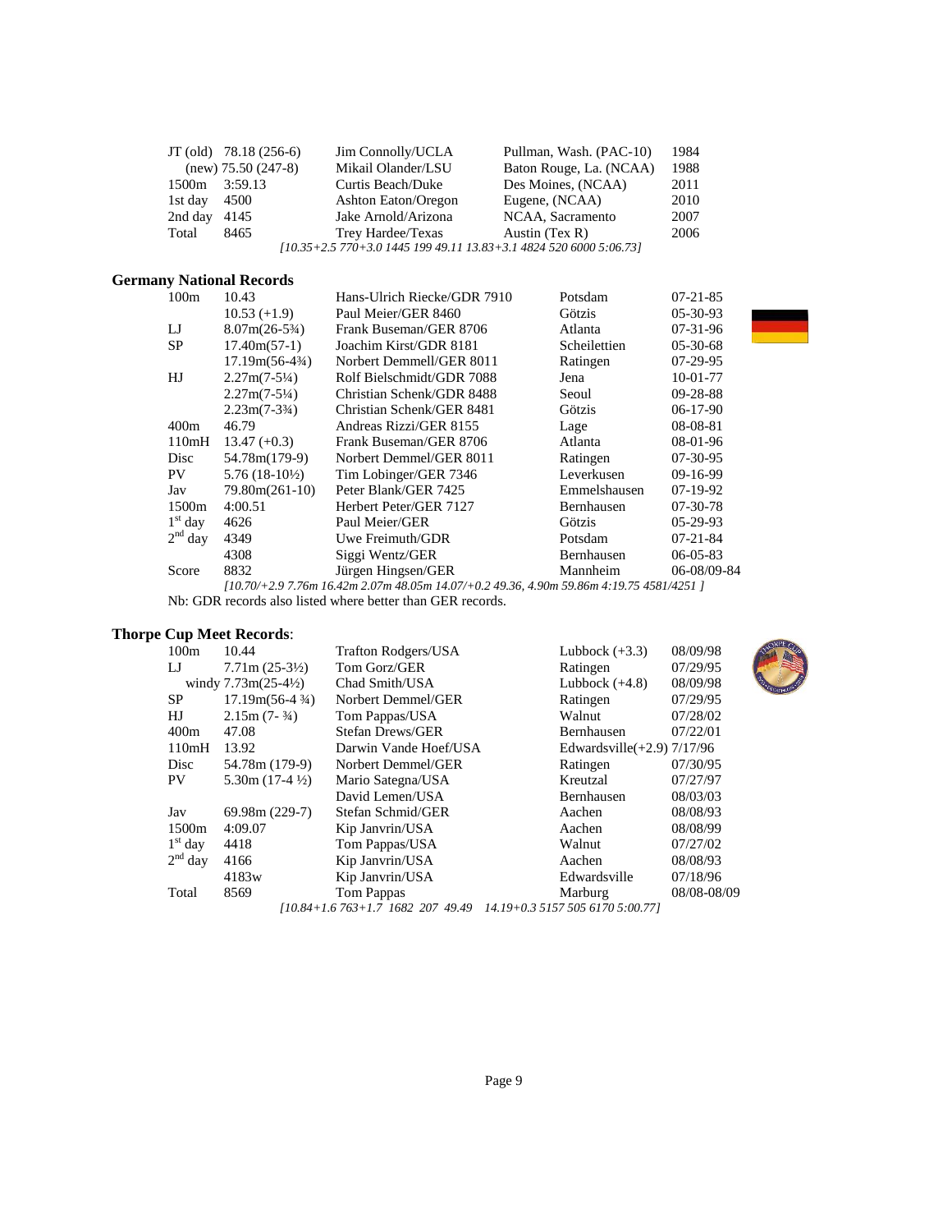| | | | | |
|---|---|---|---|---|
| JT (old) | 78.18 (256-6) | Jim Connolly/UCLA | Pullman, Wash. (PAC-10) | 1984 |
| (new) | 75.50 (247-8) | Mikail Olander/LSU | Baton Rouge, La. (NCAA) | 1988 |
| 1500m | 3:59.13 | Curtis Beach/Duke | Des Moines, (NCAA) | 2011 |
| 1st day | 4500 | Ashton Eaton/Oregon | Eugene, (NCAA) | 2010 |
| 2nd day | 4145 | Jake Arnold/Arizona | NCAA, Sacramento | 2007 |
| Total | 8465 | Trey Hardee/Texas | Austin (Tex R) | 2006 |

*[10.35+2.5 770+3.0 1445 199 49.11 13.83+3.1 4824 520 6000 5:06.73]*

## Germany National Records

| | | | | |
|---|---|---|---|---|
| 100m | 10.43 | Hans-Ulrich Riecke/GDR 7910 | Potsdam | 07-21-85 |
| | 10.53 (+1.9) | Paul Meier/GER 8460 | Götzis | 05-30-93 |
| LJ | 8.07m(26-5¾) | Frank Buseman/GER 8706 | Atlanta | 07-31-96 |
| SP | 17.40m(57-1) | Joachim Kirst/GDR 8181 | Scheilettien | 05-30-68 |
| | 17.19m(56-4¾) | Norbert Demmell/GER 8011 | Ratingen | 07-29-95 |
| HJ | 2.27m(7-5¼) | Rolf Bielschmidt/GDR 7088 | Jena | 10-01-77 |
| | 2.27m(7-5¼) | Christian Schenk/GDR 8488 | Seoul | 09-28-88 |
| | 2.23m(7-3¾) | Christian Schenk/GER 8481 | Götzis | 06-17-90 |
| 400m | 46.79 | Andreas Rizzi/GER 8155 | Lage | 08-08-81 |
| 110mH | 13.47 (+0.3) | Frank Buseman/GER 8706 | Atlanta | 08-01-96 |
| Disc | 54.78m(179-9) | Norbert Demmel/GER 8011 | Ratingen | 07-30-95 |
| PV | 5.76 (18-10½) | Tim Lobinger/GER 7346 | Leverkusen | 09-16-99 |
| Jav | 79.80m(261-10) | Peter Blank/GER 7425 | Emmelshausen | 07-19-92 |
| 1500m | 4:00.51 | Herbert Peter/GER 7127 | Bernhausen | 07-30-78 |
| 1st day | 4626 | Paul Meier/GER | Götzis | 05-29-93 |
| 2nd day | 4349 | Uwe Freimuth/GDR | Potsdam | 07-21-84 |
| | 4308 | Siggi Wentz/GER | Bernhausen | 06-05-83 |
| Score | 8832 | Jürgen Hingsen/GER | Mannheim | 06-08/09-84 |

*[10.70/+2.9 7.76m 16.42m 2.07m 48.05m 14.07/+0.2 49.36, 4.90m 59.86m 4:19.75 4581/4251 ]*

Nb: GDR records also listed where better than GER records.

## Thorpe Cup Meet Records:

| | | | | |
|---|---|---|---|---|
| 100m | 10.44 | Trafton Rodgers/USA | Lubbock (+3.3) | 08/09/98 |
| LJ | 7.71m (25-3½) | Tom Gorz/GER | Ratingen | 07/29/95 |
| | windy 7.73m(25-4½) | Chad Smith/USA | Lubbock (+4.8) | 08/09/98 |
| SP | 17.19m(56-4 ¾) | Norbert Demmel/GER | Ratingen | 07/29/95 |
| HJ | 2.15m (7- ¾) | Tom Pappas/USA | Walnut | 07/28/02 |
| 400m | 47.08 | Stefan Drews/GER | Bernhausen | 07/22/01 |
| 110mH | 13.92 | Darwin Vande Hoef/USA | Edwardsville(+2.9) | 7/17/96 |
| Disc | 54.78m (179-9) | Norbert Demmel/GER | Ratingen | 07/30/95 |
| PV | 5.30m (17-4 ½) | Mario Segatna/USA | Kreutzal | 07/27/97 |
| | | David Lemen/USA | Bernhausen | 08/03/03 |
| Jav | 69.98m (229-7) | Stefan Schmid/GER | Aachen | 08/08/93 |
| 1500m | 4:09.07 | Kip Janvrin/USA | Aachen | 08/08/99 |
| 1st day | 4418 | Tom Pappas/USA | Walnut | 07/27/02 |
| 2nd day | 4166 | Kip Janvrin/USA | Aachen | 08/08/93 |
| | 4183w | Kip Janvrin/USA | Edwardsville | 07/18/96 |
| Total | 8569 | Tom Pappas | Marburg | 08/08-08/09 |

*[10.84+1.6 763+1.7 1682 207 49.49 14.19+0.3 5157 505 6170 5:00.77]*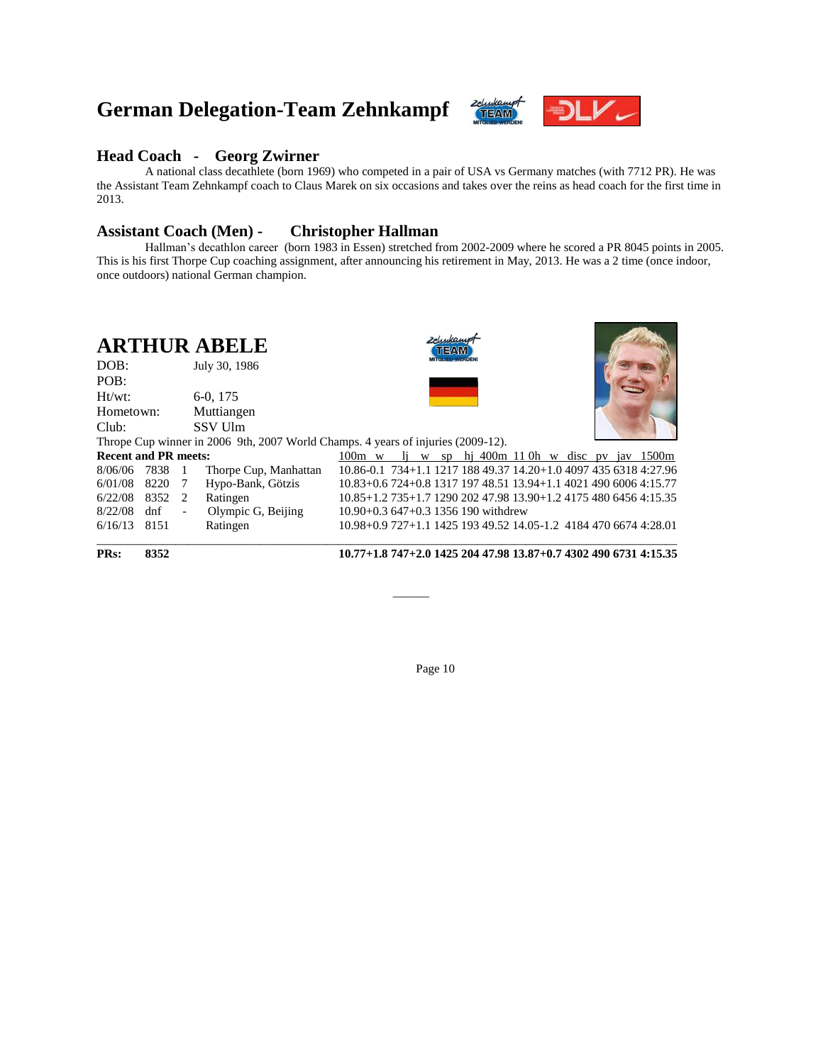# German Delegation-Team Zehnkampf

## Head Coach - Georg Zwirner

A national class decathlete (born 1969) who competed in a pair of USA vs Germany matches (with 7712 PR). He was the Assistant Team Zehnkampf coach to Claus Marek on six occasions and takes over the reins as head coach for the first time in 2013.

## Assistant Coach (Men) - Christopher Hallman

Hallman's decathlon career (born 1983 in Essen) stretched from 2002-2009 where he scored a PR 8045 points in 2005. This is his first Thorpe Cup coaching assignment, after announcing his retirement in May, 2013. He was a 2 time (once indoor, once outdoors) national German champion.

## ARTHUR ABELE

DOB: July 30, 1986
POB:
Ht/wt: 6-0, 175
Hometown: Muttiangen
Club: SSV Ulm

Thrope Cup winner in 2006 9th, 2007 World Champs. 4 years of injuries (2009-12).

| Recent and PR meets: | | | | 100m w lj w sp hj 400m 11 0h w disc pv jav 1500m |
|---|---|---|---|---|
| 8/06/06 | 7838 | 1 | Thorpe Cup, Manhattan | 10.86-0.1 734+1.1 1217 188 49.37 14.20+1.0 4097 435 6318 4:27.96 |
| 6/01/08 | 8220 | 7 | Hypo-Bank, Götzis | 10.83+0.6 724+0.8 1317 197 48.51 13.94+1.1 4021 490 6006 4:15.77 |
| 6/22/08 | 8352 | 2 | Ratingen | 10.85+1.2 735+1.7 1290 202 47.98 13.90+1.2 4175 480 6456 4:15.35 |
| 8/22/08 | dnf | - | Olympic G, Beijing | 10.90+0.3 647+0.3 1356 190 withdrew |
| 6/16/13 | 8151 | | Ratingen | 10.98+0.9 727+1.1 1425 193 49.52 14.05-1.2 4184 470 6674 4:28.01 |
| **PRs:** | **8352** | | | **10.77+1.8 747+2.0 1425 204 47.98 13.87+0.7 4302 490 6731 4:15.35** |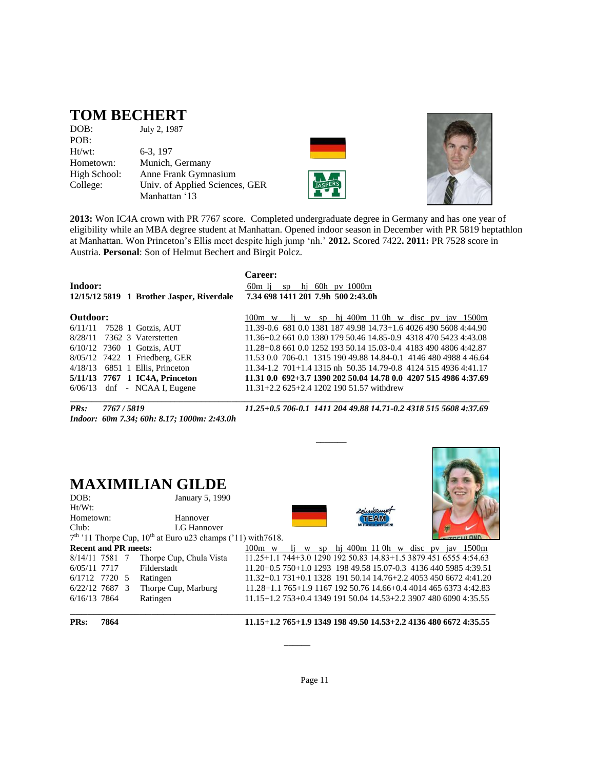# TOM BECHERT

DOB: July 2, 1987
POB:
Ht/wt: 6-3, 197
Hometown: Munich, Germany
High School: Anne Frank Gymnasium
College: Univ. of Applied Sciences, GER
Manhattan '13

**2013:** Won IC4A crown with PR 7767 score. Completed undergraduate degree in Germany and has one year of eligibility while an MBA degree student at Manhattan. Opened indoor season in December with PR 5819 heptathlon at Manhattan. Won Princeton's Ellis meet despite high jump 'nh.' **2012.** Scored 7422**. 2011:** PR 7528 score in Austria. **Personal**: Son of Helmut Bechert and Birgit Polcz.

**Career:**

**Indoor:**

| Date | Score | Pl | Meet | 60m | lj | sp | hj | 60h | pv | 1000m |
|---|---|---|---|---|---|---|---|---|---|---|
| **12/15/12** | **5819** | **1** | **Brother Jasper, Riverdale** | **7.34** | **698** | **1411** | **201** | **7.9h** | **500** | **2:43.0h** |

**Outdoor:**

| Date | Score | Pl | Meet | 100m | w | lj | w | sp | hj | 400m | 110h | w | disc | pv | jav | 1500m |
|---|---|---|---|---|---|---|---|---|---|---|---|---|---|---|---|---|
| 6/11/11 | 7528 | 1 | Gotzis, AUT | 11.39 | -0.6 | 681 | 0.0 | 1381 | 187 | 49.98 | 14.73 | +1.6 | 4026 | 490 | 5608 | 4:44.90 |
| 8/28/11 | 7362 | 3 | Vaterstetten | 11.36 | +0.2 | 661 | 0.0 | 1380 | 179 | 50.46 | 14.85 | -0.9 | 4318 | 470 | 5423 | 4:43.08 |
| 6/10/12 | 7360 | 1 | Gotzis, AUT | 11.28 | +0.8 | 661 | 0.0 | 1252 | 193 | 50.14 | 15.03 | -0.4 | 4183 | 490 | 4806 | 4:42.87 |
| 8/05/12 | 7422 | 1 | Friedberg, GER | 11.53 | 0.0 | 706 | -0.1 | 1315 | 190 | 49.88 | 14.84 | -0.1 | 4146 | 480 | 4988 | 4 46.64 |
| 4/18/13 | 6851 | 1 | Ellis, Princeton | 11.34 | -1.2 | 701 | +1.4 | 1315 | nh | 50.35 | 14.79 | -0.8 | 4124 | 515 | 4936 | 4:41.17 |
| **5/11/13** | **7767** | **1** | **IC4A, Princeton** | **11.31** | **0.0** | **692** | **+3.7** | **1390** | **202** | **50.04** | **14.78** | **0.0** | **4207** | **515** | **4986** | **4:37.69** |
| 6/06/13 | dnf | - | NCAA I, Eugene | 11.31 | +2.2 | 625 | +2.4 | 1202 | 190 | 51.57 | withdrew | | | | | |

***PRs: 7767 / 5819*** — ***11.25+0.5 706-0.1 1411 204 49.88 14.71-0.2 4318 515 5608 4:37.69***

***Indoor: 60m 7.34; 60h: 8.17; 1000m: 2:43.0h***

---

# MAXIMILIAN GILDE

DOB: January 5, 1990
Ht/Wt:
Hometown: Hannover
Club: LG Hannover

7th '11 Thorpe Cup, 10th at Euro u23 champs ('11) with7618.

**Recent and PR meets:**

| Date | Score | Pl | Meet | 100m | w | lj | w | sp | hj | 400m | 110h | w | disc | pv | jav | 1500m |
|---|---|---|---|---|---|---|---|---|---|---|---|---|---|---|---|---|
| 8/14/11 | 7581 | 7 | Thorpe Cup, Chula Vista | 11.25 | +1.1 | 744 | +3.0 | 1290 | 192 | 50.83 | 14.83 | +1.5 | 3879 | 451 | 6555 | 4:54.63 |
| 6/05/11 | 7717 | | Filderstadt | 11.20 | +0.5 | 750 | +1.0 | 1293 | 198 | 49.58 | 15.07 | -0.3 | 4136 | 440 | 5985 | 4:39.51 |
| 6/1712 | 7720 | 5 | Ratingen | 11.32 | +0.1 | 731 | +0.1 | 1328 | 191 | 50.14 | 14.76 | +2.2 | 4053 | 450 | 6672 | 4:41.20 |
| 6/22/12 | 7687 | 3 | Thorpe Cup, Marburg | 11.28 | +1.1 | 765 | +1.9 | 1167 | 192 | 50.76 | 14.66 | +0.4 | 4014 | 465 | 6373 | 4:42.83 |
| 6/16/13 | 7864 | | Ratingen | 11.15 | +1.2 | 753 | +0.4 | 1349 | 191 | 50.04 | 14.53 | +2.2 | 3907 | 480 | 6090 | 4:35.55 |

**PRs: 7864** — **11.15+1.2 765+1.9 1349 198 49.50 14.53+2.2 4136 480 6672 4:35.55**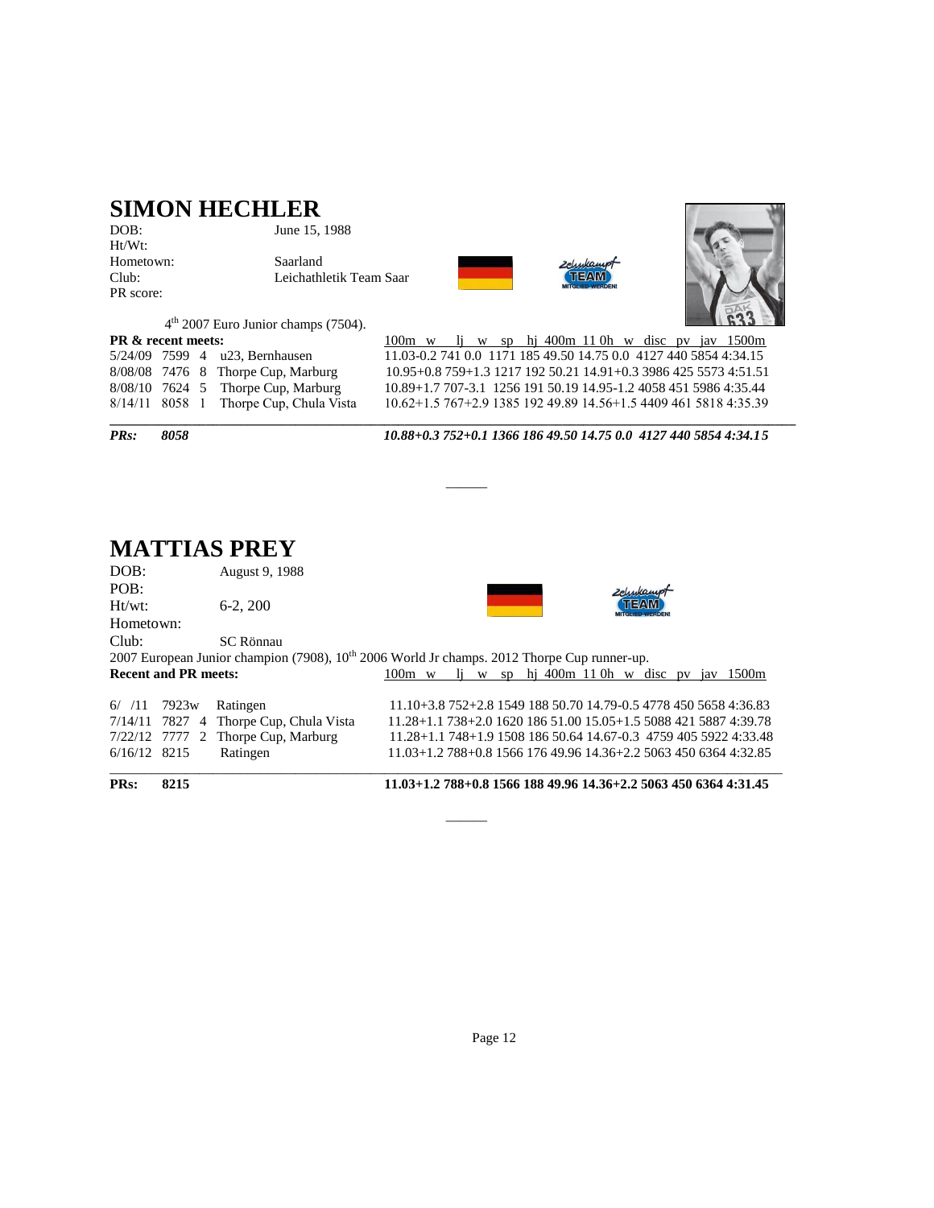## SIMON HECHLER

DOB: June 15, 1988
Ht/Wt:
Hometown: Saarland
Club: Leichathletik Team Saar
PR score:

4th 2007 Euro Junior champs (7504).

**PR & recent meets:**

| Date | Score | Pl | Meet | 100m w | lj w | sp | hj | 400m | 110h w | disc | pv | jav | 1500m |
|---|---|---|---|---|---|---|---|---|---|---|---|---|---|
| 5/24/09 | 7599 | 4 | u23, Bernhausen | 11.03-0.2 | 741 0.0 | 1171 | 185 | 49.50 | 14.75 0.0 | 4127 | 440 | 5854 | 4:34.15 |
| 8/08/08 | 7476 | 8 | Thorpe Cup, Marburg | 10.95+0.8 | 759+1.3 | 1217 | 192 | 50.21 | 14.91+0.3 | 3986 | 425 | 5573 | 4:51.51 |
| 8/08/10 | 7624 | 5 | Thorpe Cup, Marburg | 10.89+1.7 | 707-3.1 | 1256 | 191 | 50.19 | 14.95-1.2 | 4058 | 451 | 5986 | 4:35.44 |
| 8/14/11 | 8058 | 1 | Thorpe Cup, Chula Vista | 10.62+1.5 | 767+2.9 | 1385 | 192 | 49.89 | 14.56+1.5 | 4409 | 461 | 5818 | 4:35.39 |
| ***PRs:*** | ***8058*** | | | ***10.88+0.3*** | ***752+0.1*** | ***1366*** | ***186*** | ***49.50*** | ***14.75 0.0*** | ***4127*** | ***440*** | ***5854*** | ***4:34.15*** |

______

## MATTIAS PREY

DOB: August 9, 1988
POB:
Ht/wt: 6-2, 200
Hometown:
Club: SC Rönnau

2007 European Junior champion (7908), 10th 2006 World Jr champs. 2012 Thorpe Cup runner-up.

**Recent and PR meets:**

| Date | Score | Pl | Meet | 100m w | lj w | sp | hj | 400m | 110h w | disc | pv | jav | 1500m |
|---|---|---|---|---|---|---|---|---|---|---|---|---|---|
| 6/ /11 | 7923w | | Ratingen | 11.10+3.8 | 752+2.8 | 1549 | 188 | 50.70 | 14.79-0.5 | 4778 | 450 | 5658 | 4:36.83 |
| 7/14/11 | 7827 | 4 | Thorpe Cup, Chula Vista | 11.28+1.1 | 738+2.0 | 1620 | 186 | 51.00 | 15.05+1.5 | 5088 | 421 | 5887 | 4:39.78 |
| 7/22/12 | 7777 | 2 | Thorpe Cup, Marburg | 11.28+1.1 | 748+1.9 | 1508 | 186 | 50.64 | 14.67-0.3 | 4759 | 405 | 5922 | 4:33.48 |
| 6/16/12 | 8215 | | Ratingen | 11.03+1.2 | 788+0.8 | 1566 | 176 | 49.96 | 14.36+2.2 | 5063 | 450 | 6364 | 4:32.85 |
| **PRs:** | **8215** | | | **11.03+1.2** | **788+0.8** | **1566** | **188** | **49.96** | **14.36+2.2** | **5063** | **450** | **6364** | **4:31.45** |

______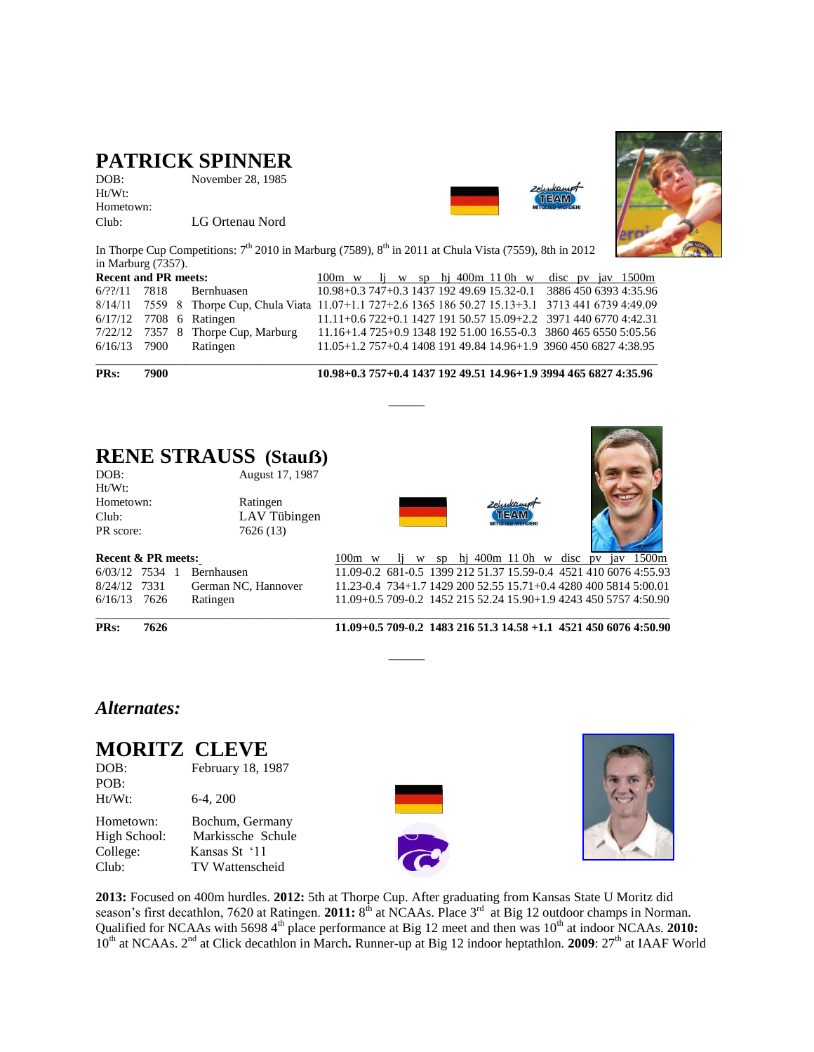## PATRICK SPINNER

DOB: November 28, 1985
Ht/Wt:
Hometown:
Club: LG Ortenau Nord

In Thorpe Cup Competitions: 7th 2010 in Marburg (7589), 8th in 2011 at Chula Vista (7559), 8th in 2012 in Marburg (7357).

| Recent and PR meets: | | | | 100m w lj w sp hj 400m 11 0h w disc pv jav 1500m |
|---|---|---|---|---|
| 6/??/11 | 7818 | | Bernhuasen | 10.98+0.3 747+0.3 1437 192 49.69 15.32-0.1 3886 450 6393 4:35.96 |
| 8/14/11 | 7559 | 8 | Thorpe Cup, Chula Viata | 11.07+1.1 727+2.6 1365 186 50.27 15.13+3.1 3713 441 6739 4:49.09 |
| 6/17/12 | 7708 | 6 | Ratingen | 11.11+0.6 722+0.1 1427 191 50.57 15.09+2.2 3971 440 6770 4:42.31 |
| 7/22/12 | 7357 | 8 | Thorpe Cup, Marburg | 11.16+1.4 725+0.9 1348 192 51.00 16.55-0.3 3860 465 6550 5:05.56 |
| 6/16/13 | 7900 | | Ratingen | 11.05+1.2 757+0.4 1408 191 49.84 14.96+1.9 3960 450 6827 4:38.95 |

**PRs: 7900** **10.98+0.3 757+0.4 1437 192 49.51 14.96+1.9 3994 465 6827 4:35.96**

______

## RENE STRAUSS (Stauß)

DOB: August 17, 1987
Ht/Wt:
Hometown: Ratingen
Club: LAV Tübingen
PR score: 7626 (13)

| Recent & PR meets: | | | | 100m w lj w sp hj 400m 11 0h w disc pv jav 1500m |
|---|---|---|---|---|
| 6/03/12 | 7534 | 1 | Bernhausen | 11.09-0.2 681-0.5 1399 212 51.37 15.59-0.4 4521 410 6076 4:55.93 |
| 8/24/12 | 7331 | | German NC, Hannover | 11.23-0.4 734+1.7 1429 200 52.55 15.71+0.4 4280 400 5814 5:00.01 |
| 6/16/13 | 7626 | | Ratingen | 11.09+0.5 709-0.2 1452 215 52.24 15.90+1.9 4243 450 5757 4:50.90 |

**PRs: 7626** **11.09+0.5 709-0.2 1483 216 51.3 14.58 +1.1 4521 450 6076 4:50.90**

______

### *Alternates:*

## MORITZ CLEVE

DOB: February 18, 1987
POB:
Ht/Wt: 6-4, 200
Hometown: Bochum, Germany
High School: Markissche Schule
College: Kansas St '11
Club: TV Wattenscheid

**2013:** Focused on 400m hurdles. **2012:** 5th at Thorpe Cup. After graduating from Kansas State U Moritz did season's first decathlon, 7620 at Ratingen. **2011:** 8th at NCAAs. Place 3rd at Big 12 outdoor champs in Norman. Qualified for NCAAs with 5698 4th place performance at Big 12 meet and then was 10th at indoor NCAAs. **2010:** 10th at NCAAs. 2nd at Click decathlon in March**.** Runner-up at Big 12 indoor heptathlon. **2009**: 27th at IAAF World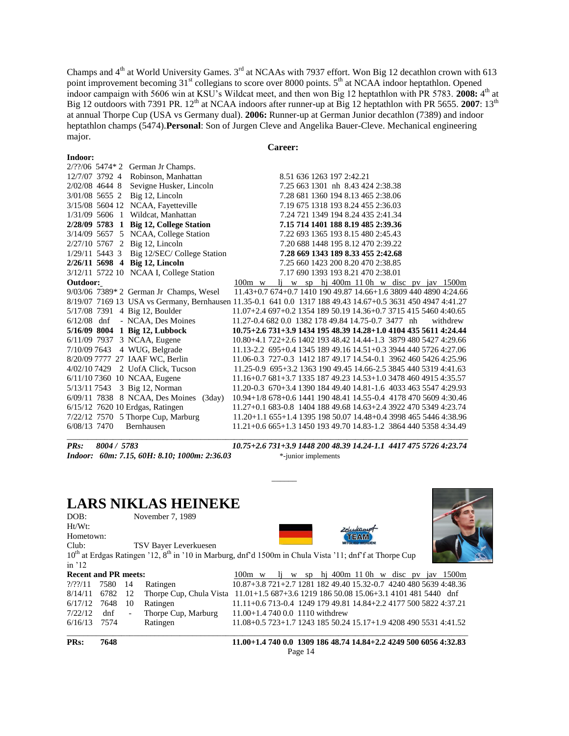Champs and 4[th] at World University Games. 3[rd] at NCAAs with 7937 effort. Won Big 12 decathlon crown with 613 point improvement becoming 31[st] collegians to score over 8000 points. 5[th] at NCAA indoor heptathlon. Opened indoor campaign with 5606 win at KSU's Wildcat meet, and then won Big 12 heptathlon with PR 5783. **2008:** 4[th] at Big 12 outdoors with 7391 PR. 12[th] at NCAA indoors after runner-up at Big 12 heptathlon with PR 5655. **2007**: 13[th] at annual Thorpe Cup (USA vs Germany dual). **2006:** Runner-up at German Junior decathlon (7389) and indoor heptathlon champs (5474).**Personal**: Son of Jurgen Cleve and Angelika Bauer-Cleve. Mechanical engineering major.

**Career:**

**Indoor:**

| Date | Score | Pl | Meet | Results |
|---|---|---|---|---|
| 2/??/06 | 5474* | 2 | German Jr Champs. | |
| 12/7/07 | 3792 | 4 | Robinson, Manhattan | 8.51 636 1263 197 2:42.21 |
| 2/02/08 | 4644 | 8 | Sevigne Husker, Lincoln | 7.25 663 1301 nh 8.43 424 2:38.38 |
| 3/01/08 | 5655 | 2 | Big 12, Lincoln | 7.28 681 1360 194 8.13 465 2:38.06 |
| 3/15/08 | 5604 | 12 | NCAA, Fayetteville | 7.19 675 1318 193 8.24 455 2:36.03 |
| 1/31/09 | 5606 | 1 | Wildcat, Manhattan | 7.24 721 1349 194 8.24 435 2:41.34 |
| **2/28/09** | **5783** | **1** | **Big 12, College Station** | **7.15 714 1401 188 8.19 485 2:39.36** |
| 3/14/09 | 5657 | 5 | NCAA, College Station | 7.22 693 1365 193 8.15 480 2:45.43 |
| 2/27/10 | 5767 | 2 | Big 12, Lincoln | 7.20 688 1448 195 8.12 470 2:39.22 |
| 1/29/11 | 5443 | 3 | Big 12/SEC/ College Station | **7.28 669 1343 189 8.33 455 2:42.68** |
| **2/26/11** | **5698** | **4** | **Big 12, Lincoln** | 7.25 660 1423 200 8.20 470 2:38.85 |
| 3/12/11 | 5722 | 10 | NCAA I, College Station | 7.17 690 1393 193 8.21 470 2:38.01 |

**Outdoor:**

| Date | Score | Pl | Meet | 100m w lj w sp hj 400m 110h w disc pv jav 1500m |
|---|---|---|---|---|
| 9/03/06 | 7389* | 2 | German Jr Champs, Wesel | 11.43+0.7 674+0.7 1410 190 49.87 14.66+1.6 3809 440 4890 4:24.66 |
| 8/19/07 | 7169 | 13 | USA vs Germany, Bernhausen | 11.35-0.1 641 0.0 1317 188 49.43 14.67+0.5 3631 450 4947 4:41.27 |
| 5/17/08 | 7391 | 4 | Big 12, Boulder | 11.07+2.4 697+0.2 1354 189 50.19 14.36+0.7 3715 415 5460 4:40.65 |
| 6/12/08 | dnf | - | NCAA, Des Moines | 11.27-0.4 682 0.0 1382 178 49.84 14.75-0.7 3477 nh withdrew |
| **5/16/09** | **8004** | **1** | **Big 12, Lubbock** | **10.75+2.6 731+3.9 1434 195 48.39 14.28+1.0 4104 435 5611 4:24.44** |
| 6/11/09 | 7937 | 3 | NCAA, Eugene | 10.80+4.1 722+2.6 1402 193 48.42 14.44-1.3 3879 480 5427 4:29.66 |
| 7/10/09 | 7643 | 4 | WUG, Belgrade | 11.13-2.2 695+0.4 1345 189 49.16 14.51+0.3 3944 440 5726 4:27.06 |
| 8/20/09 | 7777 | 27 | IAAF WC, Berlin | 11.06-0.3 727-0.3 1412 187 49.17 14.54-0.1 3962 460 5426 4:25.96 |
| 4/02/10 | 7429 | 2 | UofA Click, Tucson | 11.25-0.9 695+3.2 1363 190 49.45 14.66-2.5 3845 440 5319 4:41.63 |
| 6/11/10 | 7360 | 10 | NCAA, Eugene | 11.16+0.7 681+3.7 1335 187 49.23 14.53+1.0 3478 460 4915 4:35.57 |
| 5/13/11 | 7543 | 3 | Big 12, Norman | 11.20-0.3 670+3.4 1390 184 49.40 14.81-1.6 4033 463 5547 4:29.93 |
| 6/09/11 | 7838 | 8 | NCAA, Des Moines (3day) | 10.94+1/8 678+0.6 1441 190 48.41 14.55-0.4 4178 470 5609 4:30.46 |
| 6/15/12 | 7620 | 10 | Erdgas, Ratingen | 11.27+0.1 683-0.8 1404 188 49.68 14.63+2.4 3922 470 5349 4:23.74 |
| 7/22/12 | 7570 | 5 | Thorpe Cup, Marburg | 11.20+1.1 655+1.4 1395 198 50.07 14.48+0.4 3998 465 5446 4:38.96 |
| 6/08/13 | 7470 | | Bernhausen | 11.21+0.6 665+1.3 1450 193 49.70 14.83-1.2 3864 440 5358 4:34.49 |

***PRs: 8004 / 5783*** ***10.75+2.6 731+3.9 1448 200 48.39 14.24-1.1 4417 475 5726 4:23.74***

***Indoor: 60m: 7.15, 60H: 8.10; 1000m: 2:36.03*** *-junior implements

______

# LARS NIKLAS HEINEKE

DOB: November 7, 1989
Ht/Wt:
Hometown:
Club: TSV Bayer Leverkuesen

10[th] at Erdgas Ratingen '12, 8[th] in '10 in Marburg, dnf'd 1500m in Chula Vista '11; dnf'f at Thorpe Cup in '12

**Recent and PR meets:**

| Date | Score | Pl | Meet | 100m w lj w sp hj 400m 110h w disc pv jav 1500m |
|---|---|---|---|---|
| ?/??/11 | 7580 | 14 | Ratingen | 10.87+3.8 721+2.7 1281 182 49.40 15.32-0.7 4240 480 5639 4:48.36 |
| 8/14/11 | 6782 | 12 | Thorpe Cup, Chula Vista | 11.01+1.5 687+3.6 1219 186 50.08 15.06+3.1 4101 481 5440 dnf |
| 6/17/12 | 7648 | 10 | Ratingen | 11.11+0.6 713-0.4 1249 179 49.81 14.84+2.2 4177 500 5822 4:37.21 |
| 7/22/12 | dnf | - | Thorpe Cup, Marburg | 11.00+1.4 740 0.0 1110 withdrew |
| 6/16/13 | 7574 | | Ratingen | 11.08+0.5 723+1.7 1243 185 50.24 15.17+1.9 4208 490 5531 4:41.52 |

**PRs: 7648** **11.00+1.4 740 0.0 1309 186 48.74 14.84+2.2 4249 500 6056 4:32.83**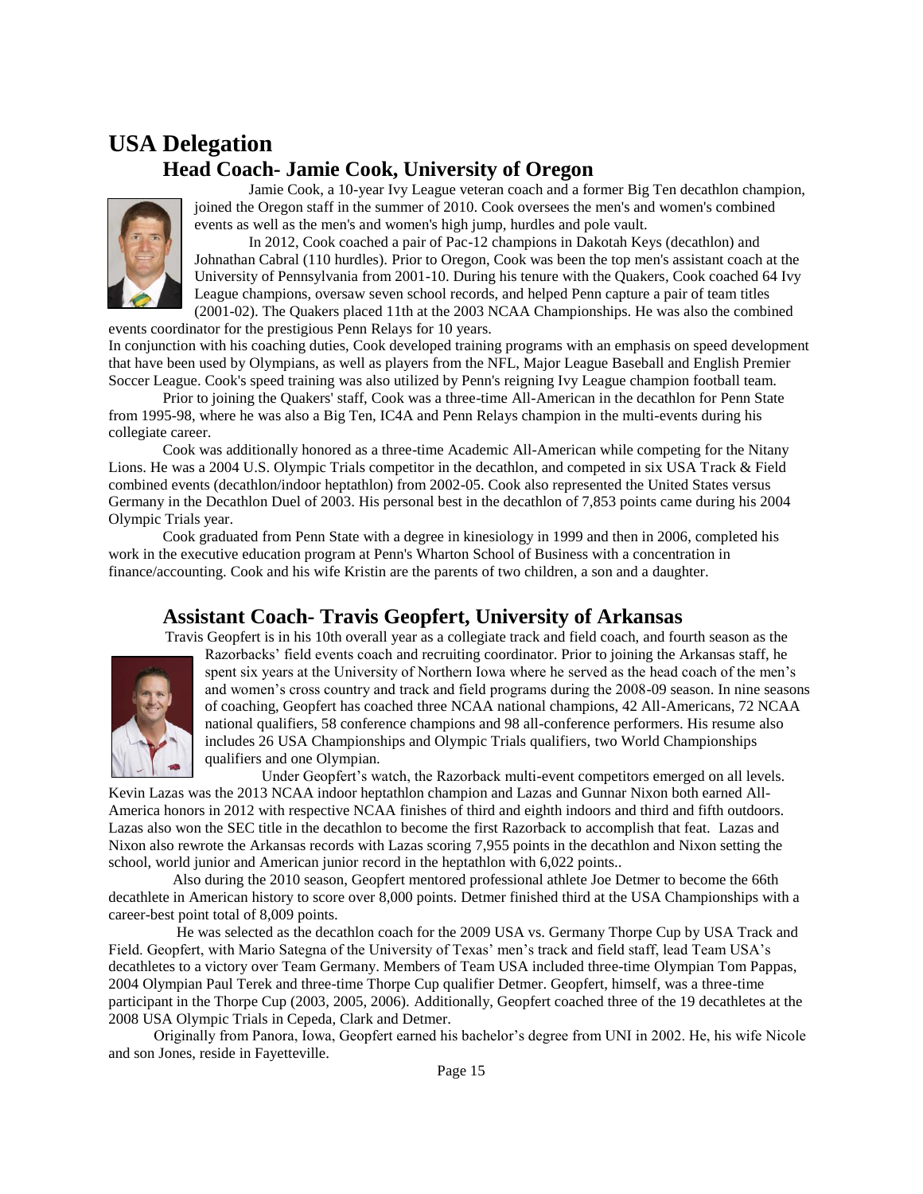# USA Delegation

## Head Coach- Jamie Cook, University of Oregon

Jamie Cook, a 10-year Ivy League veteran coach and a former Big Ten decathlon champion, joined the Oregon staff in the summer of 2010. Cook oversees the men's and women's combined events as well as the men's and women's high jump, hurdles and pole vault.

In 2012, Cook coached a pair of Pac-12 champions in Dakotah Keys (decathlon) and Johnathan Cabral (110 hurdles). Prior to Oregon, Cook was been the top men's assistant coach at the University of Pennsylvania from 2001-10. During his tenure with the Quakers, Cook coached 64 Ivy League champions, oversaw seven school records, and helped Penn capture a pair of team titles (2001-02). The Quakers placed 11th at the 2003 NCAA Championships. He was also the combined events coordinator for the prestigious Penn Relays for 10 years.

In conjunction with his coaching duties, Cook developed training programs with an emphasis on speed development that have been used by Olympians, as well as players from the NFL, Major League Baseball and English Premier Soccer League. Cook's speed training was also utilized by Penn's reigning Ivy League champion football team.

Prior to joining the Quakers' staff, Cook was a three-time All-American in the decathlon for Penn State from 1995-98, where he was also a Big Ten, IC4A and Penn Relays champion in the multi-events during his collegiate career.

Cook was additionally honored as a three-time Academic All-American while competing for the Nitany Lions. He was a 2004 U.S. Olympic Trials competitor in the decathlon, and competed in six USA Track & Field combined events (decathlon/indoor heptathlon) from 2002-05. Cook also represented the United States versus Germany in the Decathlon Duel of 2003. His personal best in the decathlon of 7,853 points came during his 2004 Olympic Trials year.

Cook graduated from Penn State with a degree in kinesiology in 1999 and then in 2006, completed his work in the executive education program at Penn's Wharton School of Business with a concentration in finance/accounting. Cook and his wife Kristin are the parents of two children, a son and a daughter.

## Assistant Coach- Travis Geopfert, University of Arkansas

Travis Geopfert is in his 10th overall year as a collegiate track and field coach, and fourth season as the Razorbacks' field events coach and recruiting coordinator. Prior to joining the Arkansas staff, he spent six years at the University of Northern Iowa where he served as the head coach of the men's and women's cross country and track and field programs during the 2008-09 season. In nine seasons of coaching, Geopfert has coached three NCAA national champions, 42 All-Americans, 72 NCAA national qualifiers, 58 conference champions and 98 all-conference performers. His resume also includes 26 USA Championships and Olympic Trials qualifiers, two World Championships qualifiers and one Olympian.

Under Geopfert's watch, the Razorback multi-event competitors emerged on all levels. Kevin Lazas was the 2013 NCAA indoor heptathlon champion and Lazas and Gunnar Nixon both earned All-America honors in 2012 with respective NCAA finishes of third and eighth indoors and third and fifth outdoors. Lazas also won the SEC title in the decathlon to become the first Razorback to accomplish that feat. Lazas and Nixon also rewrote the Arkansas records with Lazas scoring 7,955 points in the decathlon and Nixon setting the school, world junior and American junior record in the heptathlon with 6,022 points..

Also during the 2010 season, Geopfert mentored professional athlete Joe Detmer to become the 66th decathlete in American history to score over 8,000 points. Detmer finished third at the USA Championships with a career-best point total of 8,009 points.

He was selected as the decathlon coach for the 2009 USA vs. Germany Thorpe Cup by USA Track and Field. Geopfert, with Mario Sategna of the University of Texas' men's track and field staff, lead Team USA's decathletes to a victory over Team Germany. Members of Team USA included three-time Olympian Tom Pappas, 2004 Olympian Paul Terek and three-time Thorpe Cup qualifier Detmer. Geopfert, himself, was a three-time participant in the Thorpe Cup (2003, 2005, 2006). Additionally, Geopfert coached three of the 19 decathletes at the 2008 USA Olympic Trials in Cepeda, Clark and Detmer.

Originally from Panora, Iowa, Geopfert earned his bachelor's degree from UNI in 2002. He, his wife Nicole and son Jones, reside in Fayetteville.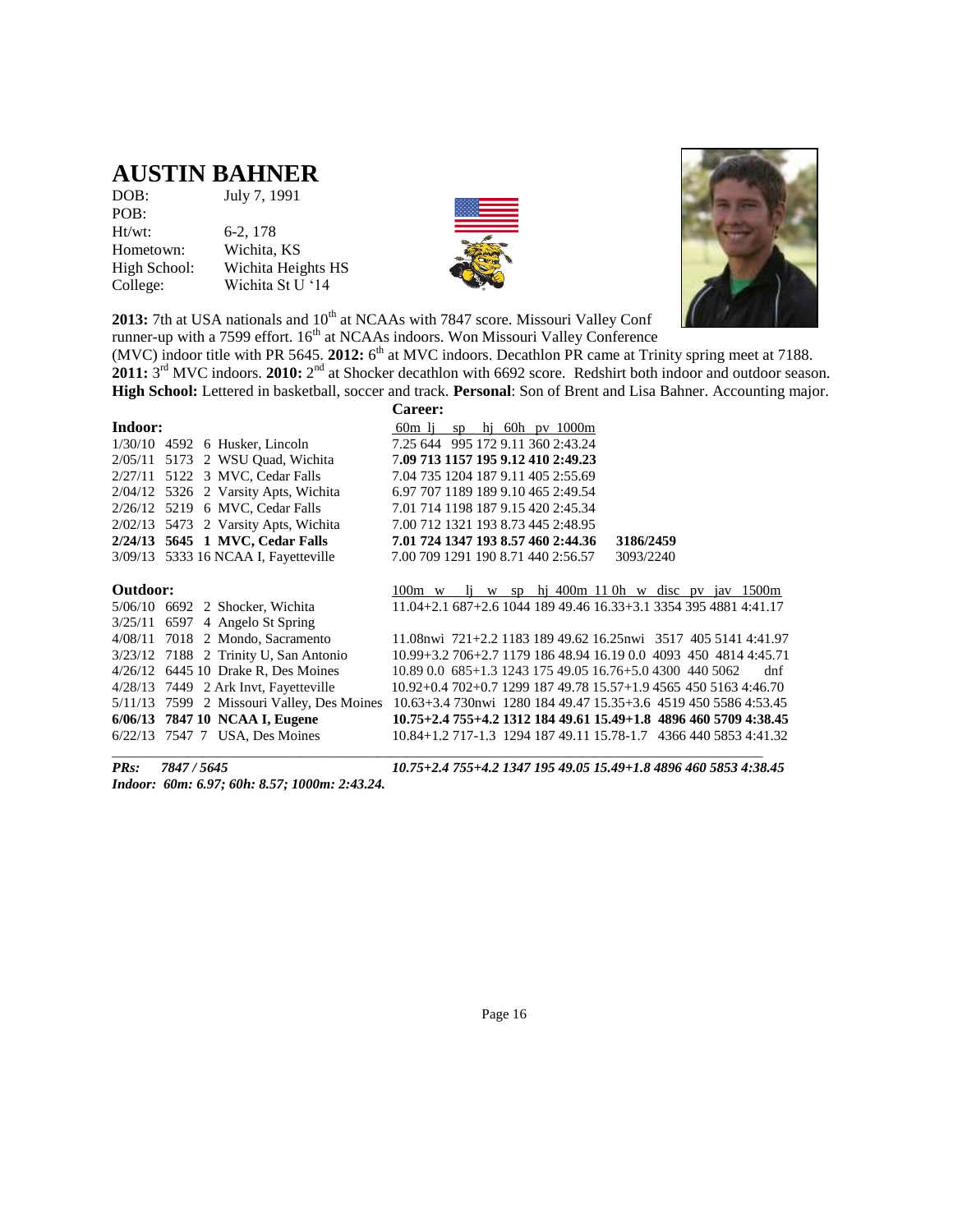# AUSTIN BAHNER

| | |
|---|---|
| DOB: | July 7, 1991 |
| POB: | |
| Ht/wt: | 6-2, 178 |
| Hometown: | Wichita, KS |
| High School: | Wichita Heights HS |
| College: | Wichita St U '14 |

**2013:** 7th at USA nationals and 10th at NCAAs with 7847 score. Missouri Valley Conf runner-up with a 7599 effort. 16th at NCAAs indoors. Won Missouri Valley Conference (MVC) indoor title with PR 5645. **2012:** 6th at MVC indoors. Decathlon PR came at Trinity spring meet at 7188. **2011:** 3rd MVC indoors. **2010:** 2nd at Shocker decathlon with 6692 score. Redshirt both indoor and outdoor season. **High School:** Lettered in basketball, soccer and track. **Personal**: Son of Brent and Lisa Bahner. Accounting major.

**Career:**

**Indoor:**

| Date | Score | Pl | Meet | 60m | lj | sp | hj | 60h | pv | 1000m | |
|---|---|---|---|---|---|---|---|---|---|---|---|
| 1/30/10 | 4592 | 6 | Husker, Lincoln | 7.25 | 644 | 995 | 172 | 9.11 | 360 | 2:43.24 | |
| 2/05/11 | 5173 | 2 | WSU Quad, Wichita | 7**.09** | **713** | **1157** | **195** | **9.12** | **410** | **2:49.23** | |
| 2/27/11 | 5122 | 3 | MVC, Cedar Falls | 7.04 | 735 | 1204 | 187 | 9.11 | 405 | 2:55.69 | |
| 2/04/12 | 5326 | 2 | Varsity Apts, Wichita | 6.97 | 707 | 1189 | 189 | 9.10 | 465 | 2:49.54 | |
| 2/26/12 | 5219 | 6 | MVC, Cedar Falls | 7.01 | 714 | 1198 | 187 | 9.15 | 420 | 2:45.34 | |
| 2/02/13 | 5473 | 2 | Varsity Apts, Wichita | 7.00 | 712 | 1321 | 193 | 8.73 | 445 | 2:48.95 | |
| **2/24/13** | **5645** | **1** | **MVC, Cedar Falls** | **7.01** | **724** | **1347** | **193** | **8.57** | **460** | **2:44.36** | **3186/2459** |
| 3/09/13 | 5333 | 16 | NCAA I, Fayetteville | 7.00 | 709 | 1291 | 190 | 8.71 | 440 | 2:56.57 | 3093/2240 |

**Outdoor:**

| Date | Score | Pl | Meet | 100m w | lj w | sp | hj | 400m | 110h w | disc | pv | jav | 1500m |
|---|---|---|---|---|---|---|---|---|---|---|---|---|---|
| 5/06/10 | 6692 | 2 | Shocker, Wichita | 11.04+2.1 | 687+2.6 | 1044 | 189 | 49.46 | 16.33+3.1 | 3354 | 395 | 4881 | 4:41.17 |
| 3/25/11 | 6597 | 4 | Angelo St Spring | | | | | | | | | | |
| 4/08/11 | 7018 | 2 | Mondo, Sacramento | 11.08nwi | 721+2.2 | 1183 | 189 | 49.62 | 16.25nwi | 3517 | 405 | 5141 | 4:41.97 |
| 3/23/12 | 7188 | 2 | Trinity U, San Antonio | 10.99+3.2 | 706+2.7 | 1179 | 186 | 48.94 | 16.19 0.0 | 4093 | 450 | 4814 | 4:45.71 |
| 4/26/12 | 6445 | 10 | Drake R, Des Moines | 10.89 0.0 | 685+1.3 | 1243 | 175 | 49.05 | 16.76+5.0 | 4300 | 440 | 5062 | dnf |
| 4/28/13 | 7449 | 2 | Ark Invt, Fayetteville | 10.92+0.4 | 702+0.7 | 1299 | 187 | 49.78 | 15.57+1.9 | 4565 | 450 | 5163 | 4:46.70 |
| 5/11/13 | 7599 | 2 | Missouri Valley, Des Moines | 10.63+3.4 | 730nwi | 1280 | 184 | 49.47 | 15.35+3.6 | 4519 | 450 | 5586 | 4:53.45 |
| **6/06/13** | **7847** | **10** | **NCAA I, Eugene** | **10.75+2.4** | **755+4.2** | **1312** | **184** | **49.61** | **15.49+1.8** | **4896** | **460** | **5709** | **4:38.45** |
| 6/22/13 | 7547 | 7 | USA, Des Moines | 10.84+1.2 | 717-1.3 | 1294 | 187 | 49.11 | 15.78-1.7 | 4366 | 440 | 5853 | 4:41.32 |

***PRs: 7847 / 5645*** ***10.75+2.4 755+4.2 1347 195 49.05 15.49+1.8 4896 460 5853 4:38.45***

***Indoor: 60m: 6.97; 60h: 8.57; 1000m: 2:43.24.***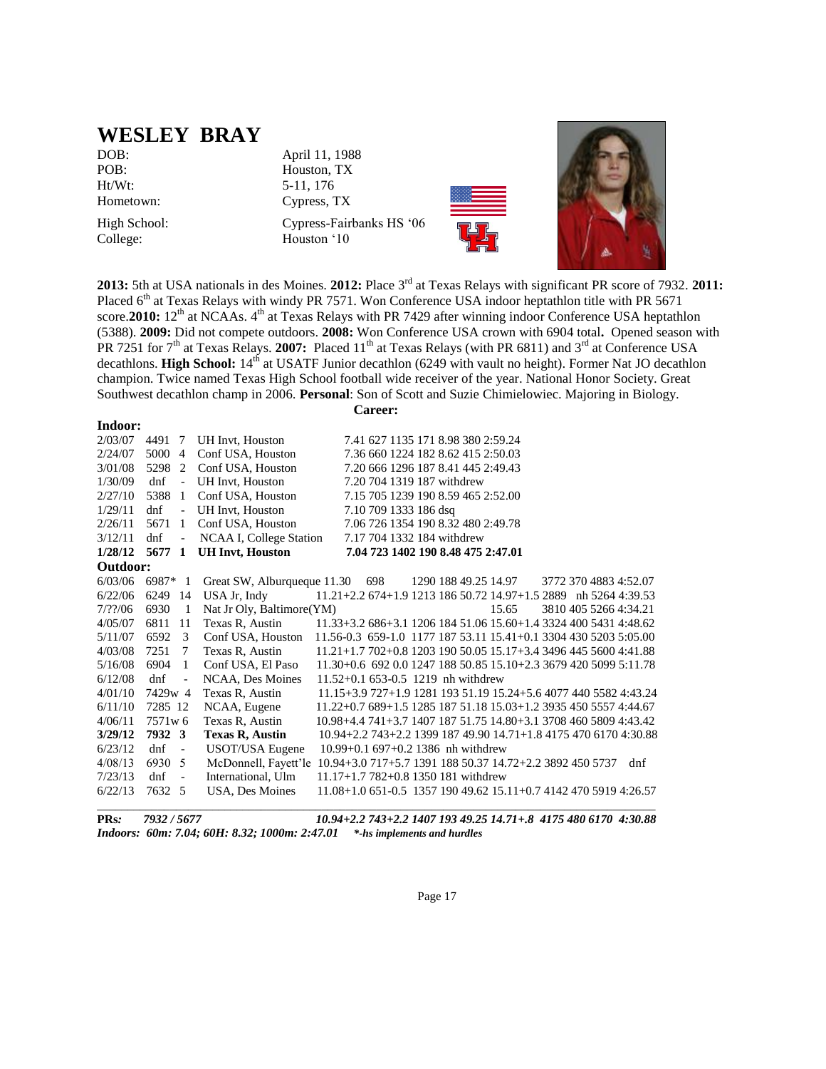# WESLEY BRAY

| | |
|---|---|
| DOB: | April 11, 1988 |
| POB: | Houston, TX |
| Ht/Wt: | 5-11, 176 |
| Hometown: | Cypress, TX |
| High School: | Cypress-Fairbanks HS '06 |
| College: | Houston '10 |

**2013:** 5th at USA nationals in des Moines. **2012:** Place 3rd at Texas Relays with significant PR score of 7932. **2011:** Placed 6th at Texas Relays with windy PR 7571. Won Conference USA indoor heptathlon title with PR 5671 score.**2010:** 12th at NCAAs. 4th at Texas Relays with PR 7429 after winning indoor Conference USA heptathlon (5388). **2009:** Did not compete outdoors. **2008:** Won Conference USA crown with 6904 total**.** Opened season with PR 7251 for 7th at Texas Relays. **2007:** Placed 11th at Texas Relays (with PR 6811) and 3rd at Conference USA decathlons. **High School:** 14th at USATF Junior decathlon (6249 with vault no height). Former Nat JO decathlon champion. Twice named Texas High School football wide receiver of the year. National Honor Society. Great Southwest decathlon champ in 2006. **Personal**: Son of Scott and Suzie Chimielowiec. Majoring in Biology.

**Career:**

**Indoor:**

| Date | Score | Pl | Meet | Marks |
|---|---|---|---|---|
| 2/03/07 | 4491 | 7 | UH Invt, Houston | 7.41 627 1135 171 8.98 380 2:59.24 |
| 2/24/07 | 5000 | 4 | Conf USA, Houston | 7.36 660 1224 182 8.62 415 2:50.03 |
| 3/01/08 | 5298 | 2 | Conf USA, Houston | 7.20 666 1296 187 8.41 445 2:49.43 |
| 1/30/09 | dnf | - | UH Invt, Houston | 7.20 704 1319 187 withdrew |
| 2/27/10 | 5388 | 1 | Conf USA, Houston | 7.15 705 1239 190 8.59 465 2:52.00 |
| 1/29/11 | dnf | - | UH Invt, Houston | 7.10 709 1333 186 dsq |
| 2/26/11 | 5671 | 1 | Conf USA, Houston | 7.06 726 1354 190 8.32 480 2:49.78 |
| 3/12/11 | dnf | - | NCAA I, College Station | 7.17 704 1332 184 withdrew |
| **1/28/12** | **5677** | **1** | **UH Invt, Houston** | **7.04 723 1402 190 8.48 475 2:47.01** |

**Outdoor:**

| Date | Score | Pl | Meet | Marks |
|---|---|---|---|---|
| 6/03/06 | 6987* | 1 | Great SW, Alburqueque | 11.30 698 1290 188 49.25 14.97 3772 370 4883 4:52.07 |
| 6/22/06 | 6249 | 14 | USA Jr, Indy | 11.21+2.2 674+1.9 1213 186 50.72 14.97+1.5 2889 nh 5264 4:39.53 |
| 7/??/06 | 6930 | 1 | Nat Jr Oly, Baltimore(YM) | 15.65 3810 405 5266 4:34.21 |
| 4/05/07 | 6811 | 11 | Texas R, Austin | 11.33+3.2 686+3.1 1206 184 51.06 15.60+1.4 3324 400 5431 4:48.62 |
| 5/11/07 | 6592 | 3 | Conf USA, Houston | 11.56-0.3 659-1.0 1177 187 53.11 15.41+0.1 3304 430 5203 5:05.00 |
| 4/03/08 | 7251 | 7 | Texas R, Austin | 11.21+1.7 702+0.8 1203 190 50.05 15.17+3.4 3496 445 5600 4:41.88 |
| 5/16/08 | 6904 | 1 | Conf USA, El Paso | 11.30+0.6 692 0.0 1247 188 50.85 15.10+2.3 3679 420 5099 5:11.78 |
| 6/12/08 | dnf | - | NCAA, Des Moines | 11.52+0.1 653-0.5 1219 nh withdrew |
| 4/01/10 | 7429w | 4 | Texas R, Austin | 11.15+3.9 727+1.9 1281 193 51.19 15.24+5.6 4077 440 5582 4:43.24 |
| 6/11/10 | 7285 | 12 | NCAA, Eugene | 11.22+0.7 689+1.5 1285 187 51.18 15.03+1.2 3935 450 5557 4:44.67 |
| 4/06/11 | 7571w | 6 | Texas R, Austin | 10.98+4.4 741+3.7 1407 187 51.75 14.80+3.1 3708 460 5809 4:43.42 |
| **3/29/12** | **7932** | **3** | **Texas R, Austin** | 10.94+2.2 743+2.2 1399 187 49.90 14.71+1.8 4175 470 6170 4:30.88 |
| 6/23/12 | dnf | - | USOT/USA Eugene | 10.99+0.1 697+0.2 1386 nh withdrew |
| 4/08/13 | 6930 | 5 | McDonnell, Fayett'le | 10.94+3.0 717+5.7 1391 188 50.37 14.72+2.2 3892 450 5737 dnf |
| 7/23/13 | dnf | - | International, Ulm | 11.17+1.7 782+0.8 1350 181 withdrew |
| 6/22/13 | 7632 | 5 | USA, Des Moines | 11.08+1.0 651-0.5 1357 190 49.62 15.11+0.7 4142 470 5919 4:26.57 |

***PRs:*** ***7932 / 5677*** ***10.94+2.2 743+2.2 1407 193 49.25 14.71+.8 4175 480 6170 4:30.88***

***Indoors: 60m: 7.04; 60H: 8.32; 1000m: 2:47.01*** ***\*-hs implements and hurdles***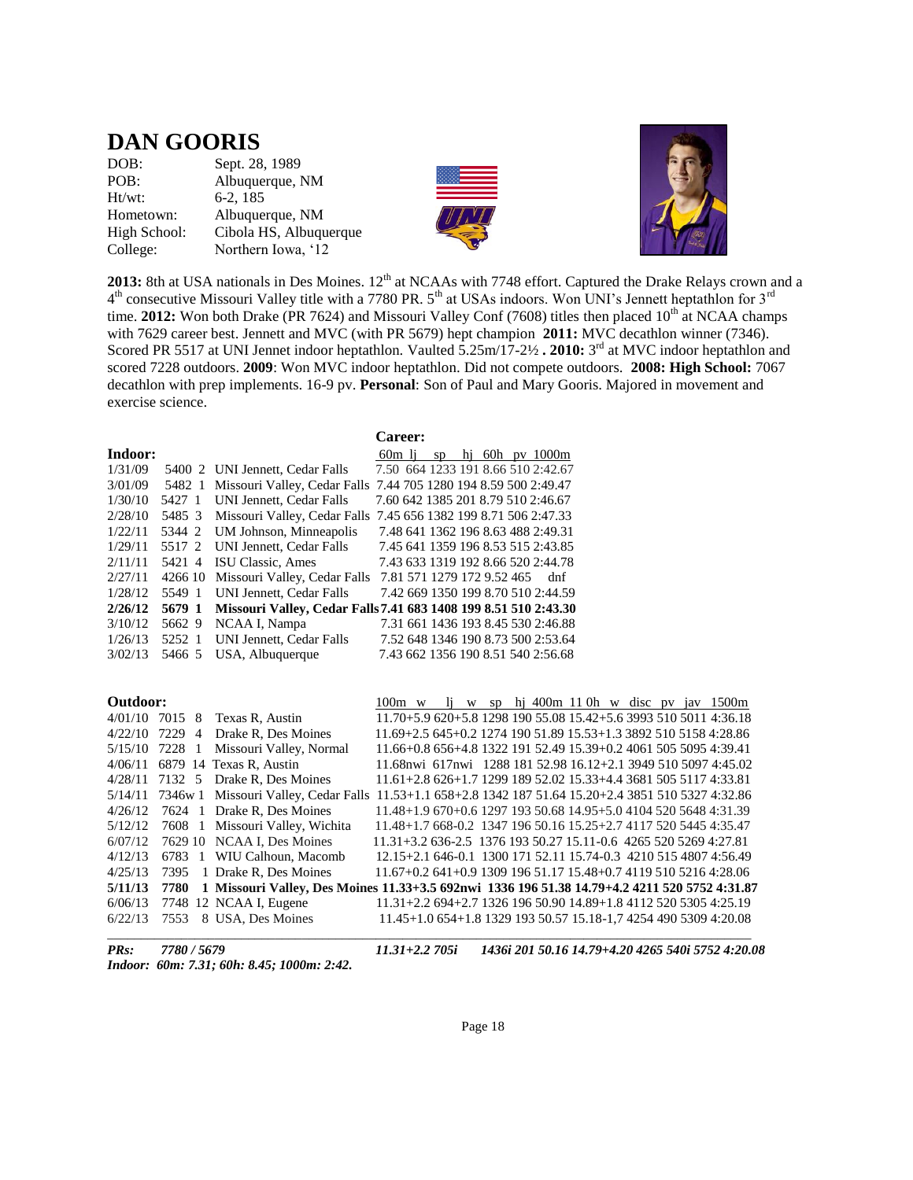# DAN GOORIS

| | |
|---|---|
| DOB: | Sept. 28, 1989 |
| POB: | Albuquerque, NM |
| Ht/wt: | 6-2, 185 |
| Hometown: | Albuquerque, NM |
| High School: | Cibola HS, Albuquerque |
| College: | Northern Iowa, '12 |

**2013:** 8th at USA nationals in Des Moines. 12th at NCAAs with 7748 effort. Captured the Drake Relays crown and a 4th consecutive Missouri Valley title with a 7780 PR. 5th at USAs indoors. Won UNI's Jennett heptathlon for 3rd time. **2012:** Won both Drake (PR 7624) and Missouri Valley Conf (7608) titles then placed 10th at NCAA champs with 7629 career best. Jennett and MVC (with PR 5679) hept champion **2011:** MVC decathlon winner (7346). Scored PR 5517 at UNI Jennet indoor heptathlon. Vaulted 5.25m/17-2½ **. 2010:** 3rd at MVC indoor heptathlon and scored 7228 outdoors. **2009**: Won MVC indoor heptathlon. Did not compete outdoors. **2008: High School:** 7067 decathlon with prep implements. 16-9 pv. **Personal**: Son of Paul and Mary Gooris. Majored in movement and exercise science.

**Career:**

**Indoor:**

| Date | Score | Pl | Meet | 60m | lj | sp | hj | 60h | pv | 1000m |
|---|---|---|---|---|---|---|---|---|---|---|
| 1/31/09 | 5400 | 2 | UNI Jennett, Cedar Falls | 7.50 | 664 | 1233 | 191 | 8.66 | 510 | 2:42.67 |
| 3/01/09 | 5482 | 1 | Missouri Valley, Cedar Falls | 7.44 | 705 | 1280 | 194 | 8.59 | 500 | 2:49.47 |
| 1/30/10 | 5427 | 1 | UNI Jennett, Cedar Falls | 7.60 | 642 | 1385 | 201 | 8.79 | 510 | 2:46.67 |
| 2/28/10 | 5485 | 3 | Missouri Valley, Cedar Falls | 7.45 | 656 | 1382 | 199 | 8.71 | 506 | 2:47.33 |
| 1/22/11 | 5344 | 2 | UM Johnson, Minneapolis | 7.48 | 641 | 1362 | 196 | 8.63 | 488 | 2:49.31 |
| 1/29/11 | 5517 | 2 | UNI Jennett, Cedar Falls | 7.45 | 641 | 1359 | 196 | 8.53 | 515 | 2:43.85 |
| 2/11/11 | 5421 | 4 | ISU Classic, Ames | 7.43 | 633 | 1319 | 192 | 8.66 | 520 | 2:44.78 |
| 2/27/11 | 4266 | 10 | Missouri Valley, Cedar Falls | 7.81 | 571 | 1279 | 172 | 9.52 | 465 | dnf |
| 1/28/12 | 5549 | 1 | UNI Jennett, Cedar Falls | 7.42 | 669 | 1350 | 199 | 8.70 | 510 | 2:44.59 |
| **2/26/12** | **5679** | **1** | **Missouri Valley, Cedar Falls** | **7.41** | **683** | **1408** | **199** | **8.51** | **510** | **2:43.30** |
| 3/10/12 | 5662 | 9 | NCAA I, Nampa | 7.31 | 661 | 1436 | 193 | 8.45 | 530 | 2:46.88 |
| 1/26/13 | 5252 | 1 | UNI Jennett, Cedar Falls | 7.52 | 648 | 1346 | 190 | 8.73 | 500 | 2:53.64 |
| 3/02/13 | 5466 | 5 | USA, Albuquerque | 7.43 | 662 | 1356 | 190 | 8.51 | 540 | 2:56.68 |

**Outdoor:**

| Date | Score | Pl | Meet | 100m | w | lj | w | sp | hj | 400m | 110h | w | disc | pv | jav | 1500m |
|---|---|---|---|---|---|---|---|---|---|---|---|---|---|---|---|---|
| 4/01/10 | 7015 | 8 | Texas R, Austin | 11.70 | +5.9 | 620 | +5.8 | 1298 | 190 | 55.08 | 15.42 | +5.6 | 3993 | 510 | 5011 | 4:36.18 |
| 4/22/10 | 7229 | 4 | Drake R, Des Moines | 11.69 | +2.5 | 645 | +0.2 | 1274 | 190 | 51.89 | 15.53 | +1.3 | 3892 | 510 | 5158 | 4:28.86 |
| 5/15/10 | 7228 | 1 | Missouri Valley, Normal | 11.66 | +0.8 | 656 | +4.8 | 1322 | 191 | 52.49 | 15.39 | +0.2 | 4061 | 505 | 5095 | 4:39.41 |
| 4/06/11 | 6879 | 14 | Texas R, Austin | 11.68 | nwi | 617 | nwi | 1288 | 181 | 52.98 | 16.12 | +2.1 | 3949 | 510 | 5097 | 4:45.02 |
| 4/28/11 | 7132 | 5 | Drake R, Des Moines | 11.61 | +2.8 | 626 | +1.7 | 1299 | 189 | 52.02 | 15.33 | +4.4 | 3681 | 505 | 5117 | 4:33.81 |
| 5/14/11 | 7346w | 1 | Missouri Valley, Cedar Falls | 11.53 | +1.1 | 658 | +2.8 | 1342 | 187 | 51.64 | 15.20 | +2.4 | 3851 | 510 | 5327 | 4:32.86 |
| 4/26/12 | 7624 | 1 | Drake R, Des Moines | 11.48 | +1.9 | 670 | +0.6 | 1297 | 193 | 50.68 | 14.95 | +5.0 | 4104 | 520 | 5648 | 4:31.39 |
| 5/12/12 | 7608 | 1 | Missouri Valley, Wichita | 11.48 | +1.7 | 668 | -0.2 | 1347 | 196 | 50.16 | 15.25 | +2.7 | 4117 | 520 | 5445 | 4:35.47 |
| 6/07/12 | 7629 | 10 | NCAA I, Des Moines | 11.31 | +3.2 | 636 | -2.5 | 1376 | 193 | 50.27 | 15.11 | -0.6 | 4265 | 520 | 5269 | 4:27.81 |
| 4/12/13 | 6783 | 1 | WIU Calhoun, Macomb | 12.15 | +2.1 | 646 | -0.1 | 1300 | 171 | 52.11 | 15.74 | -0.3 | 4210 | 515 | 4807 | 4:56.49 |
| 4/25/13 | 7395 | 1 | Drake R, Des Moines | 11.67 | +0.2 | 641 | +0.9 | 1309 | 196 | 51.17 | 15.48 | +0.7 | 4119 | 510 | 5216 | 4:28.06 |
| **5/11/13** | **7780** | **1** | **Missouri Valley, Des Moines** | **11.33** | **+3.5** | **692** | **nwi** | **1336** | **196** | **51.38** | **14.79** | **+4.2** | **4211** | **520** | **5752** | **4:31.87** |
| 6/06/13 | 7748 | 12 | NCAA I, Eugene | 11.31 | +2.2 | 694 | +2.7 | 1326 | 196 | 50.90 | 14.89 | +1.8 | 4112 | 520 | 5305 | 4:25.19 |
| 6/22/13 | 7553 | 8 | USA, Des Moines | 11.45 | +1.0 | 654 | +1.8 | 1329 | 193 | 50.57 | 15.18 | -1,7 | 4254 | 490 | 5309 | 4:20.08 |

***PRs:*** ***7780 / 5679*** ***11.31+2.2 705i 1436i 201 50.16 14.79+4.20 4265 540i 5752 4:20.08***

***Indoor: 60m: 7.31; 60h: 8.45; 1000m: 2:42.***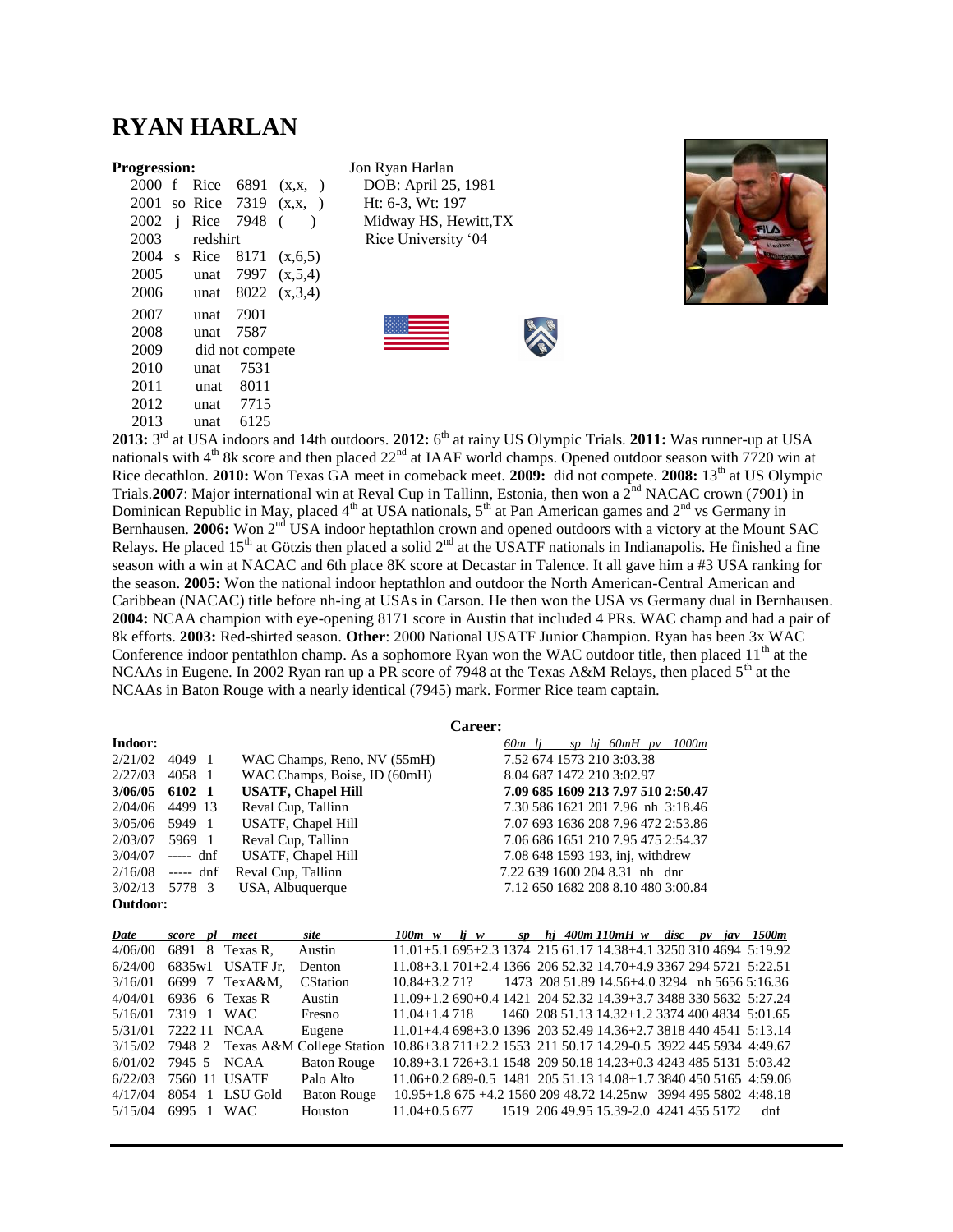# RYAN HARLAN

**Progression:**

| Year | Class | Team | Score | |
|---|---|---|---|---|
| 2000 | f | Rice | 6891 | (x,x, ) |
| 2001 | so | Rice | 7319 | (x,x, ) |
| 2002 | j | Rice | 7948 | ( ) |
| 2003 | | redshirt | | |
| 2004 | s | Rice | 8171 | (x,6,5) |
| 2005 | | unat | 7997 | (x,5,4) |
| 2006 | | unat | 8022 | (x,3,4) |
| 2007 | | unat | 7901 | |
| 2008 | | unat | 7587 | |
| 2009 | | did not compete | | |
| 2010 | | unat | 7531 | |
| 2011 | | unat | 8011 | |
| 2012 | | unat | 7715 | |
| 2013 | | unat | 6125 | |

Jon Ryan Harlan
DOB: April 25, 1981
Ht: 6-3, Wt: 197
Midway HS, Hewitt,TX
Rice University '04

**2013:** 3rd at USA indoors and 14th outdoors. **2012:** 6th at rainy US Olympic Trials. **2011:** Was runner-up at USA nationals with 4th 8k score and then placed 22nd at IAAF world champs. Opened outdoor season with 7720 win at Rice decathlon. **2010:** Won Texas GA meet in comeback meet. **2009:** did not compete. **2008:** 13th at US Olympic Trials.**2007**: Major international win at Reval Cup in Tallinn, Estonia, then won a 2nd NACAC crown (7901) in Dominican Republic in May, placed 4th at USA nationals, 5th at Pan American games and 2nd vs Germany in Bernhausen. **2006:** Won 2nd USA indoor heptathlon crown and opened outdoors with a victory at the Mount SAC Relays. He placed 15th at Götzis then placed a solid 2nd at the USATF nationals in Indianapolis. He finished a fine season with a win at NACAC and 6th place 8K score at Decastar in Talence. It all gave him a #3 USA ranking for the season. **2005:** Won the national indoor heptathlon and outdoor the North American-Central American and Caribbean (NACAC) title before nh-ing at USA nationals in Carson. He then won the USA vs Germany dual in Bernhausen. **2004:** NCAA champion with eye-opening 8171 score in Austin that included 4 PRs. WAC champ and had a pair of 8k efforts. **2003:** Red-shirted season. **Other**: 2000 National USATF Junior Champion. Ryan has been 3x WAC Conference indoor pentathlon champ. As a sophomore Ryan won the WAC outdoor title, then placed 11th at the NCAAs in Eugene. In 2002 Ryan ran up a PR score of 7948 at the Texas A&M Relays, then placed 5th at the NCAAs in Baton Rouge with a nearly identical (7945) mark. Former Rice team captain.

**Career:**

**Indoor:**

| Date | Score | Pl | Meet | 60m lj sp hj 60mH pv 1000m |
|---|---|---|---|---|
| 2/21/02 | 4049 | 1 | WAC Champs, Reno, NV (55mH) | 7.52 674 1573 210 3:03.38 |
| 2/27/03 | 4058 | 1 | WAC Champs, Boise, ID (60mH) | 8.04 687 1472 210 3:02.97 |
| **3/06/05** | **6102** | **1** | **USATF, Chapel Hill** | **7.09 685 1609 213 7.97 510 2:50.47** |
| 2/04/06 | 4499 | 13 | Reval Cup, Tallinn | 7.30 586 1621 201 7.96 nh 3:18.46 |
| 3/05/06 | 5949 | 1 | USATF, Chapel Hill | 7.07 693 1636 208 7.96 472 2:53.86 |
| 2/03/07 | 5969 | 1 | Reval Cup, Tallinn | 7.06 686 1651 210 7.95 475 2:54.37 |
| 3/04/07 | ----- | dnf | USATF, Chapel Hill | 7.08 648 1593 193, inj, withdrew |
| 2/16/08 | ----- | dnf | Reval Cup, Tallinn | 7.22 639 1600 204 8.31 nh dnr |
| 3/02/13 | 5778 | 3 | USA, Albuquerque | 7.12 650 1682 208 8.10 480 3:00.84 |

**Outdoor:**

| Date | score | pl | meet | site | 100m w | lj w | sp | hj | 400m | 110mH w | disc | pv | jav | 1500m |
|---|---|---|---|---|---|---|---|---|---|---|---|---|---|---|
| 4/06/00 | 6891 | 8 | Texas R, | Austin | 11.01+5.1 | 695+2.3 | 1374 | 215 | 61.17 | 14.38+4.1 | 3250 | 310 | 4694 | 5:19.92 |
| 6/24/00 | 6835w | 1 | USATF Jr, | Denton | 11.08+3.1 | 701+2.4 | 1366 | 206 | 52.32 | 14.70+4.9 | 3367 | 294 | 5721 | 5:22.51 |
| 3/16/01 | 6699 | 7 | TexA&M, | CStation | 10.84+3.2 | 71? | 1473 | 208 | 51.89 | 14.56+4.0 | 3294 | nh | 5656 | 5:16.36 |
| 4/04/01 | 6936 | 6 | Texas R | Austin | 11.09+1.2 | 690+0.4 | 1421 | 204 | 52.32 | 14.39+3.7 | 3488 | 330 | 5632 | 5:27.24 |
| 5/16/01 | 7319 | 1 | WAC | Fresno | 11.04+1.4 | 718 | 1460 | 208 | 51.13 | 14.32+1.2 | 3374 | 400 | 4834 | 5:01.65 |
| 5/31/01 | 7222 | 11 | NCAA | Eugene | 11.01+4.4 | 698+3.0 | 1396 | 203 | 52.49 | 14.36+2.7 | 3818 | 440 | 4541 | 5:13.14 |
| 3/15/02 | 7948 | 2 | Texas A&M | College Station | 10.86+3.8 | 711+2.2 | 1553 | 211 | 50.17 | 14.29-0.5 | 3922 | 445 | 5934 | 4:49.67 |
| 6/01/02 | 7945 | 5 | NCAA | Baton Rouge | 10.89+3.1 | 726+3.1 | 1548 | 209 | 50.18 | 14.23+0.3 | 4243 | 485 | 5131 | 5:03.42 |
| 6/22/03 | 7560 | 11 | USATF | Palo Alto | 11.06+0.2 | 689-0.5 | 1481 | 205 | 51.13 | 14.08+1.7 | 3840 | 450 | 5165 | 4:59.06 |
| 4/17/04 | 8054 | 1 | LSU Gold | Baton Rouge | 10.95+1.8 | 675 +4.2 | 1560 | 209 | 48.72 | 14.25nw | 3994 | 495 | 5802 | 4:48.18 |
| 5/15/04 | 6995 | 1 | WAC | Houston | 11.04+0.5 | 677 | 1519 | 206 | 49.95 | 15.39-2.0 | 4241 | 455 | 5172 | dnf |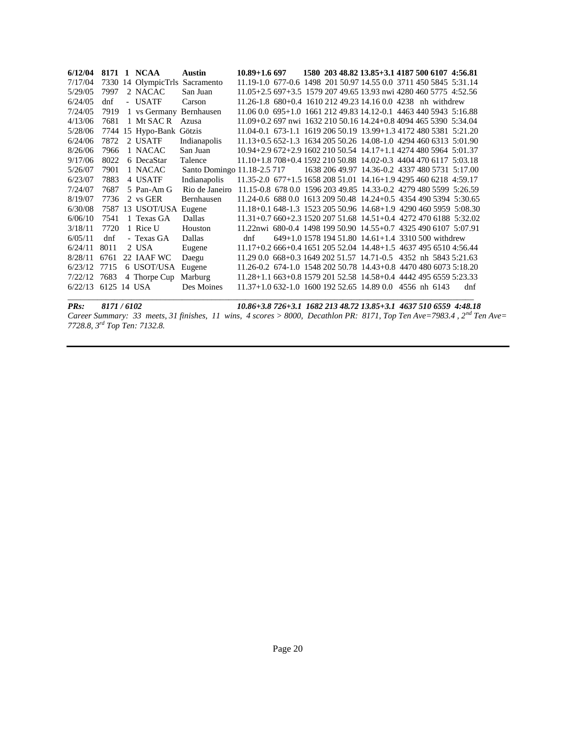| Date | Score | Pl | Meet | Site | 100m | LJ | SP | HJ | 400m | 110H | DT | PV | JT | 1500m |
|---|---|---|---|---|---|---|---|---|---|---|---|---|---|---|
| **6/12/04** | **8171** | **1** | **NCAA** | **Austin** | **10.89+1.6** | **697** | **1580** | **203** | **48.82** | **13.85+3.1** | **4187** | **500** | **6107** | **4:56.81** |
| 7/17/04 | 7330 | 14 | OlympicTrls | Sacramento | 11.19-1.0 | 677-0.6 | 1498 | 201 | 50.97 | 14.55 0.0 | 3711 | 450 | 5845 | 5:31.14 |
| 5/29/05 | 7997 | 2 | NACAC | San Juan | 11.05+2.5 | 697+3.5 | 1579 | 207 | 49.65 | 13.93 nwi | 4280 | 460 | 5775 | 4:52.56 |
| 6/24/05 | dnf | - | USATF | Carson | 11.26-1.8 | 680+0.4 | 1610 | 212 | 49.23 | 14.16 0.0 | 4238 | nh | withdrew | |
| 7/24/05 | 7919 | 1 | vs Germany | Bernhausen | 11.06 0.0 | 695+1.0 | 1661 | 212 | 49.83 | 14.12-0.1 | 4463 | 440 | 5943 | 5:16.88 |
| 4/13/06 | 7681 | 1 | Mt SAC R | Azusa | 11.09+0.2 | 697 nwi | 1632 | 210 | 50.16 | 14.24+0.8 | 4094 | 465 | 5390 | 5:34.04 |
| 5/28/06 | 7744 | 15 | Hypo-Bank | Götzis | 11.04-0.1 | 673-1.1 | 1619 | 206 | 50.19 | 13.99+1.3 | 4172 | 480 | 5381 | 5:21.20 |
| 6/24/06 | 7872 | 2 | USATF | Indianapolis | 11.13+0.5 | 652-1.3 | 1634 | 205 | 50.26 | 14.08-1.0 | 4294 | 460 | 6313 | 5:01.90 |
| 8/26/06 | 7966 | 1 | NACAC | San Juan | 10.94+2.9 | 672+2.9 | 1602 | 210 | 50.54 | 14.17+1.1 | 4274 | 480 | 5964 | 5:01.37 |
| 9/17/06 | 8022 | 6 | DecaStar | Talence | 11.10+1.8 | 708+0.4 | 1592 | 210 | 50.88 | 14.02-0.3 | 4404 | 470 | 6117 | 5:03.18 |
| 5/26/07 | 7901 | 1 | NACAC | Santo Domingo | 11.18-2.5 | 717 | 1638 | 206 | 49.97 | 14.36-0.2 | 4337 | 480 | 5731 | 5:17.00 |
| 6/23/07 | 7883 | 4 | USATF | Indianapolis | 11.35-2.0 | 677+1.5 | 1658 | 208 | 51.01 | 14.16+1.9 | 4295 | 460 | 6218 | 4:59.17 |
| 7/24/07 | 7687 | 5 | Pan-Am G | Rio de Janeiro | 11.15-0.8 | 678 0.0 | 1596 | 203 | 49.85 | 14.33-0.2 | 4279 | 480 | 5599 | 5:26.59 |
| 8/19/07 | 7736 | 2 | vs GER | Bernhausen | 11.24-0.6 | 688 0.0 | 1613 | 209 | 50.48 | 14.24+0.5 | 4354 | 490 | 5394 | 5:30.65 |
| 6/30/08 | 7587 | 13 | USOT/USA | Eugene | 11.18+0.1 | 648-1.3 | 1523 | 205 | 50.96 | 14.68+1.9 | 4290 | 460 | 5959 | 5:08.30 |
| 6/06/10 | 7541 | 1 | Texas GA | Dallas | 11.31+0.7 | 660+2.3 | 1520 | 207 | 51.68 | 14.51+0.4 | 4272 | 470 | 6188 | 5:32.02 |
| 3/18/11 | 7720 | 1 | Rice U | Houston | 11.22nwi | 680-0.4 | 1498 | 199 | 50.90 | 14.55+0.7 | 4325 | 490 | 6107 | 5:07.91 |
| 6/05/11 | dnf | - | Texas GA | Dallas | dnf | 649+1.0 | 1578 | 194 | 51.80 | 14.61+1.4 | 3310 | 500 | withdrew | |
| 6/24/11 | 8011 | 2 | USA | Eugene | 11.17+0.2 | 666+0.4 | 1651 | 205 | 52.04 | 14.48+1.5 | 4637 | 495 | 6510 | 4:56.44 |
| 8/28/11 | 6761 | 22 | IAAF WC | Daegu | 11.29 0.0 | 668+0.3 | 1649 | 202 | 51.57 | 14.71-0.5 | 4352 | nh | 5843 | 5:21.63 |
| 6/23/12 | 7715 | 6 | USOT/USA | Eugene | 11.26-0.2 | 674-1.0 | 1548 | 202 | 50.78 | 14.43+0.8 | 4470 | 480 | 6073 | 5:18.20 |
| 7/22/12 | 7683 | 4 | Thorpe Cup | Marburg | 11.28+1.1 | 663+0.8 | 1579 | 201 | 52.58 | 14.58+0.4 | 4442 | 495 | 6559 | 5:23.33 |
| 6/22/13 | 6125 | 14 | USA | Des Moines | 11.37+1.0 | 632-1.0 | 1600 | 192 | 52.65 | 14.89 0.0 | 4556 | nh | 6143 | dnf |
| ***PRs:*** | ***8171 / 6102*** | | | | ***10.86+3.8*** | ***726+3.1*** | ***1682*** | ***213*** | ***48.72*** | ***13.85+3.1*** | ***4637*** | ***510*** | ***6559*** | ***4:48.18*** |

*Career Summary: 33 meets, 31 finishes, 11 wins, 4 scores > 8000, Decathlon PR: 8171, Top Ten Ave=7983.4 , 2nd Ten Ave= 7728.8, 3rd Top Ten: 7132.8.*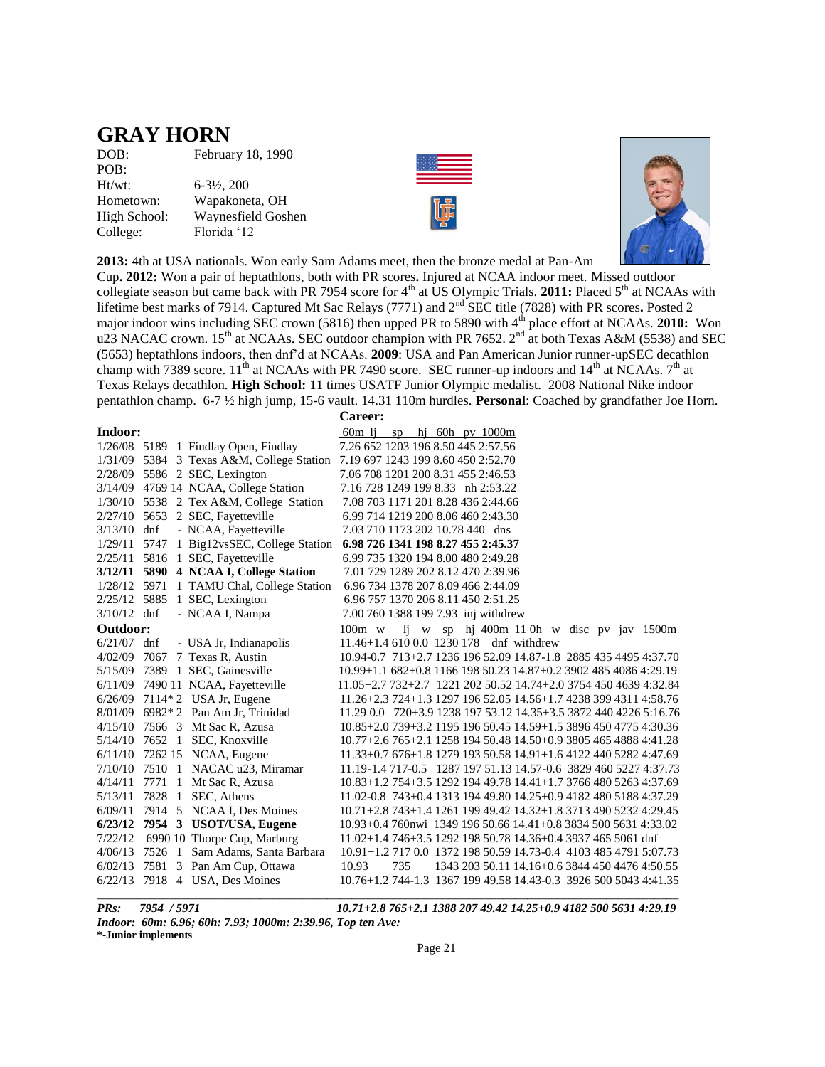# GRAY HORN

DOB: February 18, 1990
POB:
Ht/wt: 6-3½, 200
Hometown: Wapakoneta, OH
High School: Waynesfield Goshen
College: Florida '12

**2013:** 4th at USA nationals. Won early Sam Adams meet, then the bronze medal at Pan-Am Cup**. 2012:** Won a pair of heptathlons, both with PR scores**.** Injured at NCAA indoor meet. Missed outdoor collegiate season but came back with PR 7954 score for 4th at US Olympic Trials. **2011:** Placed 5th at NCAAs with lifetime best marks of 7914. Captured Mt Sac Relays (7771) and 2nd SEC title (7828) with PR scores**.** Posted 2 major indoor wins including SEC crown (5816) then upped PR to 5890 with 4th place effort at NCAAs. **2010:** Won u23 NACAC crown. 15th at NCAAs. SEC outdoor champion with PR 7652. 2nd at both Texas A&M (5538) and SEC (5653) heptathlons indoors, then dnf'd at NCAAs. **2009**: USA and Pan American Junior runner-upSEC decathlon champ with 7389 score. 11th at NCAAs with PR 7490 score. SEC runner-up indoors and 14th at NCAAs. 7th at Texas Relays decathlon. **High School:** 11 times USATF Junior Olympic medalist. 2008 National Nike indoor pentathlon champ. 6-7 ½ high jump, 15-6 vault. 14.31 110m hurdles. **Personal**: Coached by grandfather Joe Horn.

**Career:**

**Indoor:**

| Date | Score | Pl | Meet | 60m | lj | sp | hj | 60h | pv | 1000m |
|---|---|---|---|---|---|---|---|---|---|---|
| 1/26/08 | 5189 | 1 | Findlay Open, Findlay | 7.26 | 652 | 1203 | 196 | 8.50 | 445 | 2:57.56 |
| 1/31/09 | 5384 | 3 | Texas A&M, College Station | 7.19 | 697 | 1243 | 199 | 8.60 | 450 | 2:52.70 |
| 2/28/09 | 5586 | 2 | SEC, Lexington | 7.06 | 708 | 1201 | 200 | 8.31 | 455 | 2:46.53 |
| 3/14/09 | 4769 | 14 | NCAA, College Station | 7.16 | 728 | 1249 | 199 | 8.33 | nh | 2:53.22 |
| 1/30/10 | 5538 | 2 | Tex A&M, College Station | 7.08 | 703 | 1171 | 201 | 8.28 | 436 | 2:44.66 |
| 2/27/10 | 5653 | 2 | SEC, Fayetteville | 6.99 | 714 | 1219 | 200 | 8.06 | 460 | 2:43.30 |
| 3/13/10 | dnf | - | NCAA, Fayetteville | 7.03 | 710 | 1173 | 202 | 10.78 | 440 | dns |
| 1/29/11 | 5747 | 1 | Big12vsSEC, College Station | **6.98** | **726** | **1341** | **198** | **8.27** | **455** | **2:45.37** |
| 2/25/11 | 5816 | 1 | SEC, Fayetteville | 6.99 | 735 | 1320 | 194 | 8.00 | 480 | 2:49.28 |
| **3/12/11** | **5890** | **4** | **NCAA I, College Station** | 7.01 | 729 | 1289 | 202 | 8.12 | 470 | 2:39.96 |
| 1/28/12 | 5971 | 1 | TAMU Chal, College Station | 6.96 | 734 | 1378 | 207 | 8.09 | 466 | 2:44.09 |
| 2/25/12 | 5885 | 1 | SEC, Lexington | 6.96 | 757 | 1370 | 206 | 8.11 | 450 | 2:51.25 |
| 3/10/12 | dnf | - | NCAA I, Nampa | 7.00 | 760 | 1388 | 199 | 7.93 | inj withdrew | |

**Outdoor:**

| Date | Score | Pl | Meet | 100m w | lj w | sp | hj | 400m | 110h w | disc | pv | jav | 1500m |
|---|---|---|---|---|---|---|---|---|---|---|---|---|---|
| 6/21/07 | dnf | - | USA Jr, Indianapolis | 11.46+1.4 | 610 0.0 | 1230 | 178 | dnf | withdrew | | | | |
| 4/02/09 | 7067 | 7 | Texas R, Austin | 10.94-0.7 | 713+2.7 | 1236 | 196 | 52.09 | 14.87-1.8 | 2885 | 435 | 4495 | 4:37.70 |
| 5/15/09 | 7389 | 1 | SEC, Gainesville | 10.99+1.1 | 682+0.8 | 1166 | 198 | 50.23 | 14.87+0.2 | 3902 | 485 | 4086 | 4:29.19 |
| 6/11/09 | 7490 | 11 | NCAA, Fayetteville | 11.05+2.7 | 732+2.7 | 1221 | 202 | 50.52 | 14.74+2.0 | 3754 | 450 | 4639 | 4:32.84 |
| 6/26/09 | 7114* | 2 | USA Jr, Eugene | 11.26+2.3 | 724+1.3 | 1297 | 196 | 52.05 | 14.56+1.7 | 4238 | 399 | 4311 | 4:58.76 |
| 8/01/09 | 6982* | 2 | Pan Am Jr, Trinidad | 11.29 0.0 | 720+3.9 | 1238 | 197 | 53.12 | 14.35+3.5 | 3872 | 440 | 4226 | 5:16.76 |
| 4/15/10 | 7566 | 3 | Mt Sac R, Azusa | 10.85+2.0 | 739+3.2 | 1195 | 196 | 50.45 | 14.59+1.5 | 3896 | 450 | 4775 | 4:30.36 |
| 5/14/10 | 7652 | 1 | SEC, Knoxville | 10.77+2.6 | 765+2.1 | 1258 | 194 | 50.48 | 14.50+0.9 | 3805 | 465 | 4888 | 4:41.28 |
| 6/11/10 | 7262 | 15 | NCAA, Eugene | 11.33+0.7 | 676+1.8 | 1279 | 193 | 50.58 | 14.91+1.6 | 4122 | 440 | 5282 | 4:47.69 |
| 7/10/10 | 7510 | 1 | NACAC u23, Miramar | 11.19-1.4 | 717-0.5 | 1287 | 197 | 51.13 | 14.57-0.6 | 3829 | 460 | 5227 | 4:37.73 |
| 4/14/11 | 7771 | 1 | Mt Sac R, Azusa | 10.83+1.2 | 754+3.5 | 1292 | 194 | 49.78 | 14.41+1.7 | 3766 | 480 | 5263 | 4:37.69 |
| 5/13/11 | 7828 | 1 | SEC, Athens | 11.02-0.8 | 743+0.4 | 1313 | 194 | 49.80 | 14.25+0.9 | 4182 | 480 | 5188 | 4:37.29 |
| 6/09/11 | 7914 | 5 | NCAA I, Des Moines | 10.71+2.8 | 743+1.4 | 1261 | 199 | 49.42 | 14.32+1.8 | 3713 | 490 | 5232 | 4:29.45 |
| **6/23/12** | **7954** | **3** | **USOT/USA, Eugene** | 10.93+0.4 | 760nwi | 1349 | 196 | 50.66 | 14.41+0.8 | 3834 | 500 | 5631 | 4:33.02 |
| 7/22/12 | 6990 | 10 | Thorpe Cup, Marburg | 11.02+1.4 | 746+3.5 | 1292 | 198 | 50.78 | 14.36+0.4 | 3937 | 465 | 5061 | dnf |
| 4/06/13 | 7526 | 1 | Sam Adams, Santa Barbara | 10.91+1.2 | 717 0.0 | 1372 | 198 | 50.59 | 14.73-0.4 | 4103 | 485 | 4791 | 5:07.73 |
| 6/02/13 | 7581 | 3 | Pan Am Cup, Ottawa | 10.93 | 735 | 1343 | 203 | 50.11 | 14.16+0.6 | 3844 | 450 | 4476 | 4:50.55 |
| 6/22/13 | 7918 | 4 | USA, Des Moines | 10.76+1.2 | 744-1.3 | 1367 | 199 | 49.58 | 14.43-0.3 | 3926 | 500 | 5043 | 4:41.35 |

***PRs: 7954 / 5971*** ***10.71+2.8 765+2.1 1388 207 49.42 14.25+0.9 4182 500 5631 4:29.19***

***Indoor: 60m: 6.96; 60h: 7.93; 1000m: 2:39.96, Top ten Ave:***

**\*-Junior implements**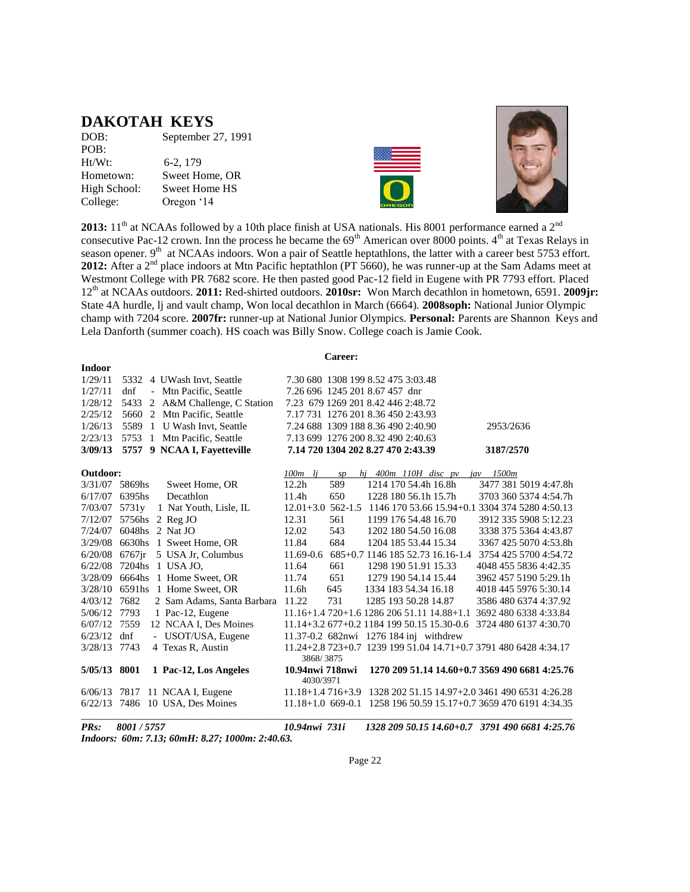## DAKOTAH KEYS

DOB: September 27, 1991
POB:
Ht/Wt: 6-2, 179
Hometown: Sweet Home, OR
High School: Sweet Home HS
College: Oregon '14

**2013:** 11th at NCAAs followed by a 10th place finish at USA nationals. His 8001 performance earned a 2nd consecutive Pac-12 crown. Inn the process he became the 69th American over 8000 points. 4th at Texas Relays in season opener. 9th at NCAAs indoors. Won a pair of Seattle heptathlons, the latter with a career best 5753 effort. **2012:** After a 2nd place indoors at Mtn Pacific heptathlon (PT 5660), he was runner-up at the Sam Adams meet at Westmont College with PR 7682 score. He then pasted good Pac-12 field in Eugene with PR 7793 effort. Placed 12th at NCAAs outdoors. **2011:** Red-shirted outdoors. **2010sr:** Won March decathlon in hometown, 6591. **2009jr:** State 4A hurdle, lj and vault champ, Won local decathlon in March (6664). **2008soph:** National Junior Olympic champ with 7204 score. **2007fr:** runner-up at National Junior Olympics. **Personal:** Parents are Shannon Keys and Lela Danforth (summer coach). HS coach was Billy Snow. College coach is Jamie Cook.

**Career:**

**Indoor**

| Date | Score | Pl | Meet | Marks | |
|---|---|---|---|---|---|
| 1/29/11 | 5332 | 4 | UWash Invt, Seattle | 7.30 680 1308 199 8.52 475 3:03.48 | |
| 1/27/11 | dnf | - | Mtn Pacific, Seattle | 7.26 696 1245 201 8.67 457 dnr | |
| 1/28/12 | 5433 | 2 | A&M Challenge, C Station | 7.23 679 1269 201 8.42 446 2:48.72 | |
| 2/25/12 | 5660 | 2 | Mtn Pacific, Seattle | 7.17 731 1276 201 8.36 450 2:43.93 | |
| 1/26/13 | 5589 | 1 | U Wash Invt, Seattle | 7.24 688 1309 188 8.36 490 2:40.90 | 2953/2636 |
| 2/23/13 | 5753 | 1 | Mtn Pacific, Seattle | 7.13 699 1276 200 8.32 490 2:40.63 | |
| **3/09/13** | **5757** | **9** | **NCAA I, Fayetteville** | **7.14 720 1304 202 8.27 470 2:43.39** | **3187/2570** |

**Outdoor:**

| Date | Score | Pl | Meet | 100m lj sp | hj 400m 110H | disc pv jav 1500m |
|---|---|---|---|---|---|---|
| 3/31/07 | 5869hs | | Sweet Home, OR | 12.2h 589 | 1214 170 54.4h 16.8h | 3477 381 5019 4:47.8h |
| 6/17/07 | 6395hs | | Decathlon | 11.4h 650 | 1228 180 56.1h 15.7h | 3703 360 5374 4:54.7h |
| 7/03/07 | 5731y | 1 | Nat Youth, Lisle, IL | 12.01+3.0 562-1.5 | 1146 170 53.66 15.94+0.1 | 3304 374 5280 4:50.13 |
| 7/12/07 | 5756hs | 2 | Reg JO | 12.31 561 | 1199 176 54.48 16.70 | 3912 335 5908 5:12.23 |
| 7/24/07 | 6048hs | 2 | Nat JO | 12.02 543 | 1202 180 54.50 16.08 | 3338 375 5364 4:43.87 |
| 3/29/08 | 6630hs | 1 | Sweet Home, OR | 11.84 684 | 1204 185 53.44 15.34 | 3367 425 5070 4:53.8h |
| 6/20/08 | 6767jr | 5 | USA Jr, Columbus | 11.69-0.6 685+0.7 | 1146 185 52.73 16.16-1.4 | 3754 425 5700 4:54.72 |
| 6/22/08 | 7204hs | 1 | USA JO, | 11.64 661 | 1298 190 51.91 15.33 | 4048 455 5836 4:42.35 |
| 3/28/09 | 6664hs | 1 | Home Sweet, OR | 11.74 651 | 1279 190 54.14 15.44 | 3962 457 5190 5:29.1h |
| 3/28/10 | 6591hs | 1 | Home Sweet, OR | 11.6h 645 | 1334 183 54.34 16.18 | 4018 445 5976 5:30.14 |
| 4/03/12 | 7682 | 2 | Sam Adams, Santa Barbara | 11.22 731 | 1285 193 50.28 14.87 | 3586 480 6374 4:37.92 |
| 5/06/12 | 7793 | 1 | Pac-12, Eugene | 11.16+1.4 720+1.6 | 1286 206 51.11 14.88+1.1 | 3692 480 6338 4:33.84 |
| 6/07/12 | 7559 | 12 | NCAA I, Des Moines | 11.14+3.2 677+0.2 | 1184 199 50.15 15.30-0.6 | 3724 480 6137 4:30.70 |
| 6/23/12 | dnf | - | USOT/USA, Eugene | 11.37-0.2 682nwi | 1276 184 inj withdrew | |
| 3/28/13 | 7743 | 4 | Texas R, Austin | 11.24+2.8 723+0.7 (3868/3875) | 1239 199 51.04 14.71+0.7 | 3791 480 6428 4:34.17 |
| **5/05/13** | **8001** | **1** | **Pac-12, Los Angeles** | **10.94nwi 718nwi** (4030/3971) | **1270 209 51.14 14.60+0.7** | **3569 490 6681 4:25.76** |
| 6/06/13 | 7817 | 11 | NCAA I, Eugene | 11.18+1.4 716+3.9 | 1328 202 51.15 14.97+2.0 | 3461 490 6531 4:26.28 |
| 6/22/13 | 7486 | 10 | USA, Des Moines | 11.18+1.0 669-0.1 | 1258 196 50.59 15.17+0.7 | 3659 470 6191 4:34.35 |

***PRs: 8001 / 5757 — 10.94nwi 731i — 1328 209 50.15 14.60+0.7 — 3791 490 6681 4:25.76***

***Indoors: 60m: 7.13; 60mH: 8.27; 1000m: 2:40.63.***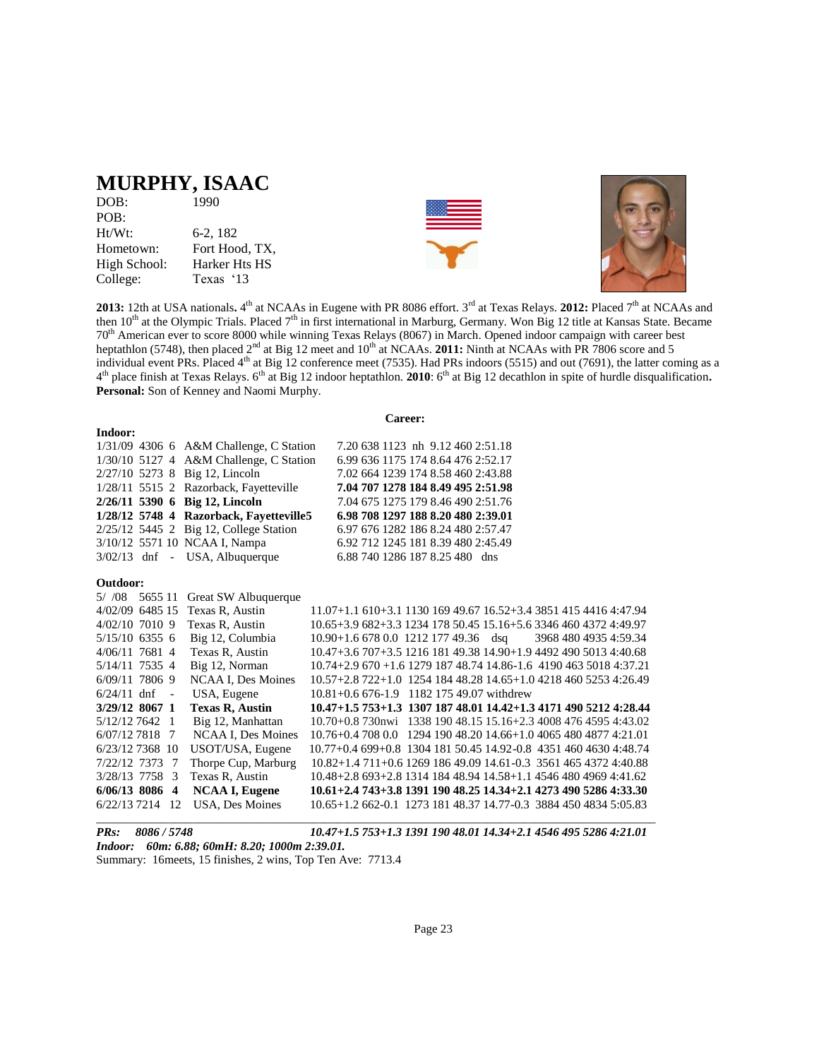# MURPHY, ISAAC

| | |
|---|---|
| DOB: | 1990 |
| POB: | |
| Ht/Wt: | 6-2, 182 |
| Hometown: | Fort Hood, TX, |
| High School: | Harker Hts HS |
| College: | Texas '13 |

**2013:** 12th at USA nationals**.** 4th at NCAAs in Eugene with PR 8086 effort. 3rd at Texas Relays. **2012:** Placed 7th at NCAAs and then 10th at the Olympic Trials. Placed 7th in first international in Marburg, Germany. Won Big 12 title at Kansas State. Became 70th American ever to score 8000 while winning Texas Relays (8067) in March. Opened indoor campaign with career best heptathlon (5748), then placed 2nd at Big 12 meet and 10th at NCAAs. **2011:** Ninth at NCAAs with PR 7806 score and 5 individual event PRs. Placed 4th at Big 12 conference meet (7535). Had PRs indoors (5515) and out (7691), the latter coming as a 4th place finish at Texas Relays. 6th at Big 12 indoor heptathlon. **2010**: 6th at Big 12 decathlon in spite of hurdle disqualification**. Personal:** Son of Kenney and Naomi Murphy.

**Career:**

**Indoor:**

| Date | Score | Pl | Meet | Marks |
|---|---|---|---|---|
| 1/31/09 | 4306 | 6 | A&M Challenge, C Station | 7.20 638 1123 nh 9.12 460 2:51.18 |
| 1/30/10 | 5127 | 4 | A&M Challenge, C Station | 6.99 636 1175 174 8.64 476 2:52.17 |
| 2/27/10 | 5273 | 8 | Big 12, Lincoln | 7.02 664 1239 174 8.58 460 2:43.88 |
| 1/28/11 | 5515 | 2 | Razorback, Fayetteville | **7.04 707 1278 184 8.49 495 2:51.98** |
| **2/26/11** | **5390** | **6** | **Big 12, Lincoln** | 7.04 675 1275 179 8.46 490 2:51.76 |
| **1/28/12** | **5748** | **4** | **Razorback, Fayetteville5** | **6.98 708 1297 188 8.20 480 2:39.01** |
| 2/25/12 | 5445 | 2 | Big 12, College Station | 6.97 676 1282 186 8.24 480 2:57.47 |
| 3/10/12 | 5571 | 10 | NCAA I, Nampa | 6.92 712 1245 181 8.39 480 2:45.49 |
| 3/02/13 | dnf | - | USA, Albuquerque | 6.88 740 1286 187 8.25 480 dns |

**Outdoor:**

| Date | Score | Pl | Meet | Marks |
|---|---|---|---|---|
| 5/ /08 | 5655 | 11 | Great SW Albuquerque | |
| 4/02/09 | 6485 | 15 | Texas R, Austin | 11.07+1.1 610+3.1 1130 169 49.67 16.52+3.4 3851 415 4416 4:47.94 |
| 4/02/10 | 7010 | 9 | Texas R, Austin | 10.65+3.9 682+3.3 1234 178 50.45 15.16+5.6 3346 460 4372 4:49.97 |
| 5/15/10 | 6355 | 6 | Big 12, Columbia | 10.90+1.6 678 0.0 1212 177 49.36 dsq 3968 480 4935 4:59.34 |
| 4/06/11 | 7681 | 4 | Texas R, Austin | 10.47+3.6 707+3.5 1216 181 49.38 14.90+1.9 4492 490 5013 4:40.68 |
| 5/14/11 | 7535 | 4 | Big 12, Norman | 10.74+2.9 670 +1.6 1279 187 48.74 14.86-1.6 4190 463 5018 4:37.21 |
| 6/09/11 | 7806 | 9 | NCAA I, Des Moines | 10.57+2.8 673+1.8 1254 184 48.28 14.65+1.0 4218 460 5253 4:26.49 |
| 6/24/11 | dnf | - | USA, Eugene | 10.81+0.6 676-1.9 1182 175 49.07 withdrew |
| **3/29/12** | **8067** | **1** | **Texas R, Austin** | **10.47+1.5 753+1.3 1307 187 48.01 14.42+1.3 4171 490 5212 4:28.44** |
| 5/12/12 | 7642 | 1 | Big 12, Manhattan | 10.70+0.8 730nwi 1338 190 48.15 15.16+2.3 4008 476 4595 4:43.02 |
| 6/07/12 | 7818 | 7 | NCAA I, Des Moines | 10.76+0.4 708 0.0 1294 190 48.20 14.66+1.0 4065 480 4877 4:21.01 |
| 6/23/12 | 7368 | 10 | USOT/USA, Eugene | 10.77+0.4 699+0.8 1304 181 50.45 14.92-0.8 4351 460 4630 4:48.74 |
| 7/22/12 | 7373 | 7 | Thorpe Cup, Marburg | 10.82+1.4 711+0.6 1269 186 49.09 14.61-0.3 3561 465 4372 4:40.88 |
| 3/28/13 | 7758 | 3 | Texas R, Austin | 10.48+2.8 693+2.8 1314 184 48.94 14.58+1.1 4546 480 4969 4:41.62 |
| **6/06/13** | **8086** | **4** | **NCAA I, Eugene** | **10.61+2.4 743+3.8 1391 190 48.25 14.34+2.1 4273 490 5286 4:33.30** |
| 6/22/13 | 7214 | 12 | USA, Des Moines | 10.65+1.2 662-0.1 1273 181 48.37 14.77-0.3 3884 450 4834 5:05.83 |

***PRs: 8086 / 5748*** ***10.47+1.5 753+1.3 1391 190 48.01 14.34+2.1 4546 495 5286 4:21.01***

***Indoor: 60m: 6.88; 60mH: 8.20; 1000m 2:39.01.***

Summary: 16meets, 15 finishes, 2 wins, Top Ten Ave: 7713.4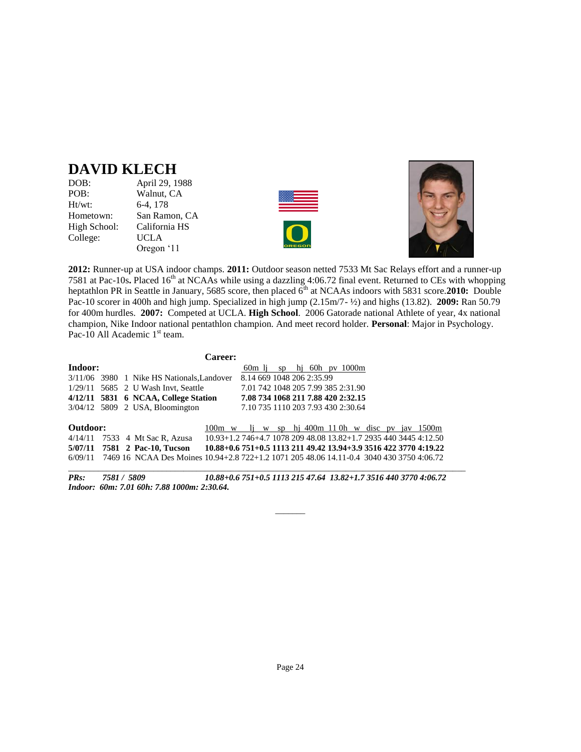# DAVID KLECH

| | |
|---|---|
| DOB: | April 29, 1988 |
| POB: | Walnut, CA |
| Ht/wt: | 6-4, 178 |
| Hometown: | San Ramon, CA |
| High School: | California HS |
| College: | UCLA<br>Oregon '11 |

**2012:** Runner-up at USA indoor champs. **2011:** Outdoor season netted 7533 Mt Sac Relays effort and a runner-up 7581 at Pac-10s**.** Placed 16th at NCAAs while using a dazzling 4:06.72 final event. Returned to CEs with whopping heptathlon PR in Seattle in January, 5685 score, then placed 6th at NCAAs indoors with 5831 score.**2010:** Double Pac-10 scorer in 400h and high jump. Specialized in high jump (2.15m/7- ½) and highs (13.82). **2009:** Ran 50.79 for 400m hurdles. **2007:** Competed at UCLA. **High School**. 2006 Gatorade national Athlete of year, 4x national champion, Nike Indoor national pentathlon champion. And meet record holder. **Personal**: Major in Psychology. Pac-10 All Academic 1st team.

**Career:**

**Indoor:**

| Date | Score | Pl | Meet | 60m | lj | sp | hj | 60h | pv | 1000m |
|---|---|---|---|---|---|---|---|---|---|---|
| 3/11/06 | 3980 | 1 | Nike HS Nationals,Landover | 8.14 | 669 | 1048 | 206 | | | 2:35.99 |
| 1/29/11 | 5685 | 2 | U Wash Invt, Seattle | 7.01 | 742 | 1048 | 205 | 7.99 | 385 | 2:31.90 |
| **4/12/11** | **5831** | **6** | **NCAA, College Station** | **7.08** | **734** | **1068** | **211** | **7.88** | **420** | **2:32.15** |
| 3/04/12 | 5809 | 2 | USA, Bloomington | 7.10 | 735 | 1110 | 203 | 7.93 | 430 | 2:30.64 |

**Outdoor:**

| Date | Score | Pl | Meet | 100m | w | lj | w | sp | hj | 400m | 110h | w | disc | pv | jav | 1500m |
|---|---|---|---|---|---|---|---|---|---|---|---|---|---|---|---|---|
| 4/14/11 | 7533 | 4 | Mt Sac R, Azusa | 10.93 | +1.2 | 746 | +4.7 | 1078 | 209 | 48.08 | 13.82 | +1.7 | 2935 | 440 | 3445 | 4:12.50 |
| **5/07/11** | **7581** | **2** | **Pac-10, Tucson** | **10.88** | **+0.6** | **751** | **+0.5** | **1113** | **211** | **49.42** | **13.94** | **+3.9** | **3516** | **422** | **3770** | **4:19.22** |
| 6/09/11 | 7469 | 16 | NCAA Des Moines | 10.94 | +2.8 | 722 | +1.2 | 1071 | 205 | 48.06 | 14.11 | -0.4 | 3040 | 430 | 3750 | 4:06.72 |
| ***PRs:*** | ***7581 / 5809*** | | | ***10.88*** | ***+0.6*** | ***751*** | ***+0.5*** | ***1113*** | ***215*** | ***47.64*** | ***13.82*** | ***+1.7*** | ***3516*** | ***440*** | ***3770*** | ***4:06.72*** |

***Indoor: 60m: 7.01 60h: 7.88 1000m: 2:30.64.***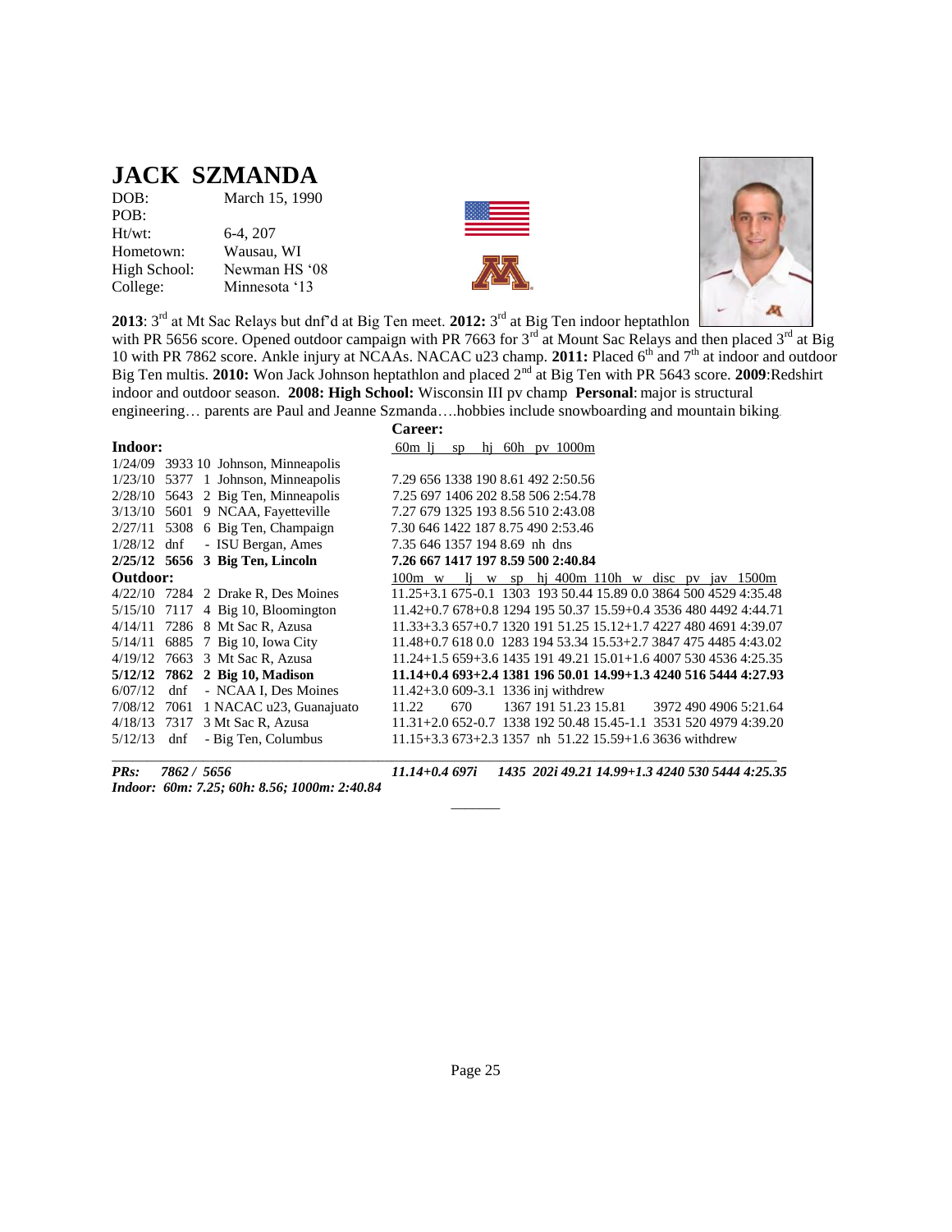# JACK SZMANDA

| | |
|---|---|
| DOB: | March 15, 1990 |
| POB: | |
| Ht/wt: | 6-4, 207 |
| Hometown: | Wausau, WI |
| High School: | Newman HS '08 |
| College: | Minnesota '13 |

**2013**: 3rd at Mt Sac Relays but dnf'd at Big Ten meet. **2012:** 3rd at Big Ten indoor heptathlon with PR 5656 score. Opened outdoor campaign with PR 7663 for 3rd at Mount Sac Relays and then placed 3rd at Big 10 with PR 7862 score. Ankle injury at NCAAs. NACAC u23 champ. **2011:** Placed 6th and 7th at indoor and outdoor Big Ten multis. **2010:** Won Jack Johnson heptathlon and placed 2nd at Big Ten with PR 5643 score. **2009**:Redshirt indoor and outdoor season. **2008: High School:** Wisconsin III pv champ **Personal**: major is structural engineering… parents are Paul and Jeanne Szmanda….hobbies include snowboarding and mountain biking.

**Career:**

**Indoor:**

| Date | Score | Pl | Meet | 60m lj sp hj 60h pv 1000m |
|---|---|---|---|---|
| 1/24/09 | 3933 | 10 | Johnson, Minneapolis | |
| 1/23/10 | 5377 | 1 | Johnson, Minneapolis | 7.29 656 1338 190 8.61 492 2:50.56 |
| 2/28/10 | 5643 | 2 | Big Ten, Minneapolis | 7.25 697 1406 202 8.58 506 2:54.78 |
| 3/13/10 | 5601 | 9 | NCAA, Fayetteville | 7.27 679 1325 193 8.56 510 2:43.08 |
| 2/27/11 | 5308 | 6 | Big Ten, Champaign | 7.30 646 1422 187 8.75 490 2:53.46 |
| 1/28/12 | dnf | - | ISU Bergan, Ames | 7.35 646 1357 194 8.69 nh dns |
| **2/25/12** | **5656** | **3** | **Big Ten, Lincoln** | **7.26 667 1417 197 8.59 500 2:40.84** |

**Outdoor:**

| Date | Score | Pl | Meet | 100m w lj w sp hj 400m 110h w disc pv jav 1500m |
|---|---|---|---|---|
| 4/22/10 | 7284 | 2 | Drake R, Des Moines | 11.25+3.1 675-0.1 1303 193 50.44 15.89 0.0 3864 500 4529 4:35.48 |
| 5/15/10 | 7117 | 4 | Big 10, Bloomington | 11.42+0.7 678+0.8 1294 195 50.37 15.59+0.4 3536 480 4492 4:44.71 |
| 4/14/11 | 7286 | 8 | Mt Sac R, Azusa | 11.33+3.3 657+0.7 1320 191 51.25 15.12+1.7 4227 480 4691 4:39.07 |
| 5/14/11 | 6885 | 7 | Big 10, Iowa City | 11.48+0.7 618 0.0 1283 194 53.34 15.53+2.7 3847 475 4485 4:43.02 |
| 4/19/12 | 7663 | 3 | Mt Sac R, Azusa | 11.24+1.5 659+3.6 1435 191 49.21 15.01+1.6 4007 530 4536 4:25.35 |
| **5/12/12** | **7862** | **2** | **Big 10, Madison** | **11.14+0.4 693+2.4 1381 196 50.01 14.99+1.3 4240 516 5444 4:27.93** |
| 6/07/12 | dnf | - | NCAA I, Des Moines | 11.42+3.0 609-3.1 1336 inj withdrew |
| 7/08/12 | 7061 | 1 | NACAC u23, Guanajuato | 11.22 670 1367 191 51.23 15.81 3972 490 4906 5:21.64 |
| 4/18/13 | 7317 | 3 | Mt Sac R, Azusa | 11.31+2.0 652-0.7 1338 192 50.48 15.45-1.1 3531 520 4979 4:39.20 |
| 5/12/13 | dnf | - | Big Ten, Columbus | 11.15+3.3 673+2.3 1357 nh 51.22 15.59+1.6 3636 withdrew |

***PRs: 7862 / 5656*** ***11.14+0.4 697i 1435 202i 49.21 14.99+1.3 4240 530 5444 4:25.35***

***Indoor: 60m: 7.25; 60h: 8.56; 1000m: 2:40.84***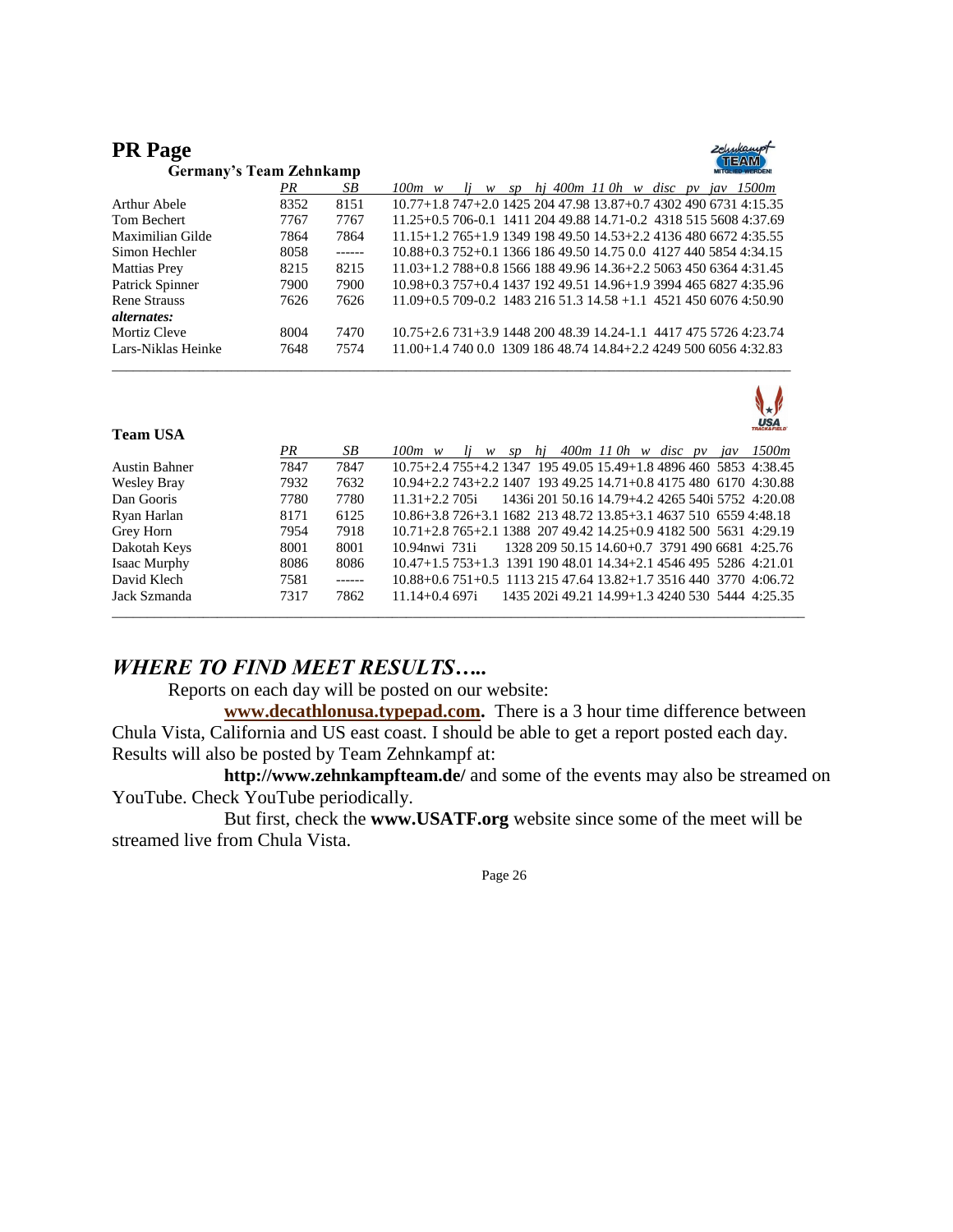# PR Page

## Germany's Team Zehnkamp

| | *PR* | *SB* | *100m w lj w sp hj 400m 11 0h w disc pv jav 1500m* |
|---|---|---|---|
| Arthur Abele | 8352 | 8151 | 10.77+1.8 747+2.0 1425 204 47.98 13.87+0.7 4302 490 6731 4:15.35 |
| Tom Bechert | 7767 | 7767 | 11.25+0.5 706-0.1 1411 204 49.88 14.71-0.2 4318 515 5608 4:37.69 |
| Maximilian Gilde | 7864 | 7864 | 11.15+1.2 765+1.9 1349 198 49.50 14.53+2.2 4136 480 6672 4:35.55 |
| Simon Hechler | 8058 | ------ | 10.88+0.3 752+0.1 1366 186 49.50 14.75 0.0 4127 440 5854 4:34.15 |
| Mattias Prey | 8215 | 8215 | 11.03+1.2 788+0.8 1566 188 49.96 14.36+2.2 5063 450 6364 4:31.45 |
| Patrick Spinner | 7900 | 7900 | 10.98+0.3 757+0.4 1437 192 49.51 14.96+1.9 3994 465 6827 4:35.96 |
| Rene Strauss | 7626 | 7626 | 11.09+0.5 709-0.2 1483 216 51.3 14.58 +1.1 4521 450 6076 4:50.90 |
| *alternates:* | | | |
| Mortiz Cleve | 8004 | 7470 | 10.75+2.6 731+3.9 1448 200 48.39 14.24-1.1 4417 475 5726 4:23.74 |
| Lars-Niklas Heinke | 7648 | 7574 | 11.00+1.4 740 0.0 1309 186 48.74 14.84+2.2 4249 500 6056 4:32.83 |

## Team USA

| | *PR* | *SB* | *100m w lj w sp hj 400m 11 0h w disc pv jav 1500m* |
|---|---|---|---|
| Austin Bahner | 7847 | 7847 | 10.75+2.4 755+4.2 1347 195 49.05 15.49+1.8 4896 460 5853 4:38.45 |
| Wesley Bray | 7932 | 7632 | 10.94+2.2 743+2.2 1407 193 49.25 14.71+0.8 4175 480 6170 4:30.88 |
| Dan Gooris | 7780 | 7780 | 11.31+2.2 705i 1436i 201 50.16 14.79+4.2 4265 540i 5752 4:20.08 |
| Ryan Harlan | 8171 | 6125 | 10.86+3.8 726+3.1 1682 213 48.72 13.85+3.1 4637 510 6559 4:48.18 |
| Grey Horn | 7954 | 7918 | 10.71+2.8 765+2.1 1388 207 49.42 14.25+0.9 4182 500 5631 4:29.19 |
| Dakotah Keys | 8001 | 8001 | 10.94nwi 731i 1328 209 50.15 14.60+0.7 3791 490 6681 4:25.76 |
| Isaac Murphy | 8086 | 8086 | 10.47+1.5 753+1.3 1391 190 48.01 14.34+2.1 4546 495 5286 4:21.01 |
| David Klech | 7581 | ------ | 10.88+0.6 751+0.5 1113 215 47.64 13.82+1.7 3516 440 3770 4:06.72 |
| Jack Szmanda | 7317 | 7862 | 11.14+0.4 697i 1435 202i 49.21 14.99+1.3 4240 530 5444 4:25.35 |

## *WHERE TO FIND MEET RESULTS…..*

Reports on each day will be posted on our website: **www.decathlonusa.typepad.com.** There is a 3 hour time difference between Chula Vista, California and US east coast. I should be able to get a report posted each day. Results will also be posted by Team Zehnkampf at: **http://www.zehnkampfteam.de/** and some of the events may also be streamed on YouTube. Check YouTube periodically.

But first, check the **www.USATF.org** website since some of the meet will be streamed live from Chula Vista.